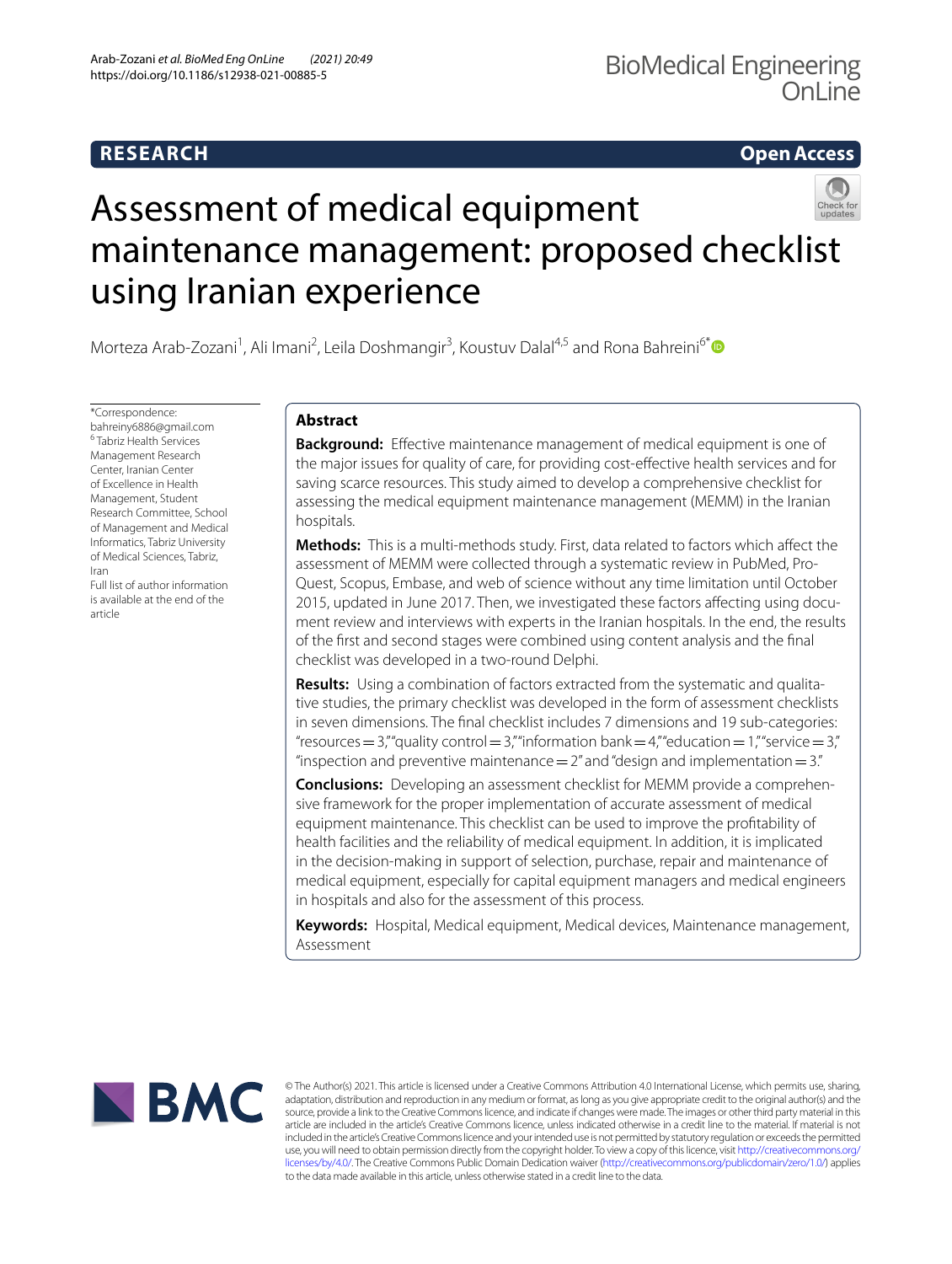RESEARCH

Open Access

# Assessment of medical equipment maintenance management: proposed checklist using Iranian experience

Morteza Arab-Zozani[1], Ali Imani[2], Leila Doshmangir[3], Koustuv Dalal[4,5] and Rona Bahreini[6*]

*Correspondence: bahreiny6886@gmail.com
[6] Tabriz Health Services Management Research Center, Iranian Center of Excellence in Health Management, Student Research Committee, School of Management and Medical Informatics, Tabriz University of Medical Sciences, Tabriz, Iran
Full list of author information is available at the end of the article

## Abstract

**Background:** Effective maintenance management of medical equipment is one of the major issues for quality of care, for providing cost-effective health services and for saving scarce resources. This study aimed to develop a comprehensive checklist for assessing the medical equipment maintenance management (MEMM) in the Iranian hospitals.

**Methods:** This is a multi-methods study. First, data related to factors which affect the assessment of MEMM were collected through a systematic review in PubMed, ProQuest, Scopus, Embase, and web of science without any time limitation until October 2015, updated in June 2017. Then, we investigated these factors affecting using document review and interviews with experts in the Iranian hospitals. In the end, the results of the first and second stages were combined using content analysis and the final checklist was developed in a two-round Delphi.

**Results:** Using a combination of factors extracted from the systematic and qualitative studies, the primary checklist was developed in the form of assessment checklists in seven dimensions. The final checklist includes 7 dimensions and 19 sub-categories: "resources = 3," "quality control = 3," "information bank = 4," "education = 1," "service = 3," "inspection and preventive maintenance = 2" and "design and implementation = 3."

**Conclusions:** Developing an assessment checklist for MEMM provide a comprehensive framework for the proper implementation of accurate assessment of medical equipment maintenance. This checklist can be used to improve the profitability of health facilities and the reliability of medical equipment. In addition, it is implicated in the decision-making in support of selection, purchase, repair and maintenance of medical equipment, especially for capital equipment managers and medical engineers in hospitals and also for the assessment of this process.

**Keywords:** Hospital, Medical equipment, Medical devices, Maintenance management, Assessment

© The Author(s) 2021. This article is licensed under a Creative Commons Attribution 4.0 International License, which permits use, sharing, adaptation, distribution and reproduction in any medium or format, as long as you give appropriate credit to the original author(s) and the source, provide a link to the Creative Commons licence, and indicate if changes were made. The images or other third party material in this article are included in the article's Creative Commons licence, unless indicated otherwise in a credit line to the material. If material is not included in the article's Creative Commons licence and your intended use is not permitted by statutory regulation or exceeds the permitted use, you will need to obtain permission directly from the copyright holder. To view a copy of this licence, visit http://creativecommons.org/licenses/by/4.0/. The Creative Commons Public Domain Dedication waiver (http://creativecommons.org/publicdomain/zero/1.0/) applies to the data made available in this article, unless otherwise stated in a credit line to the data.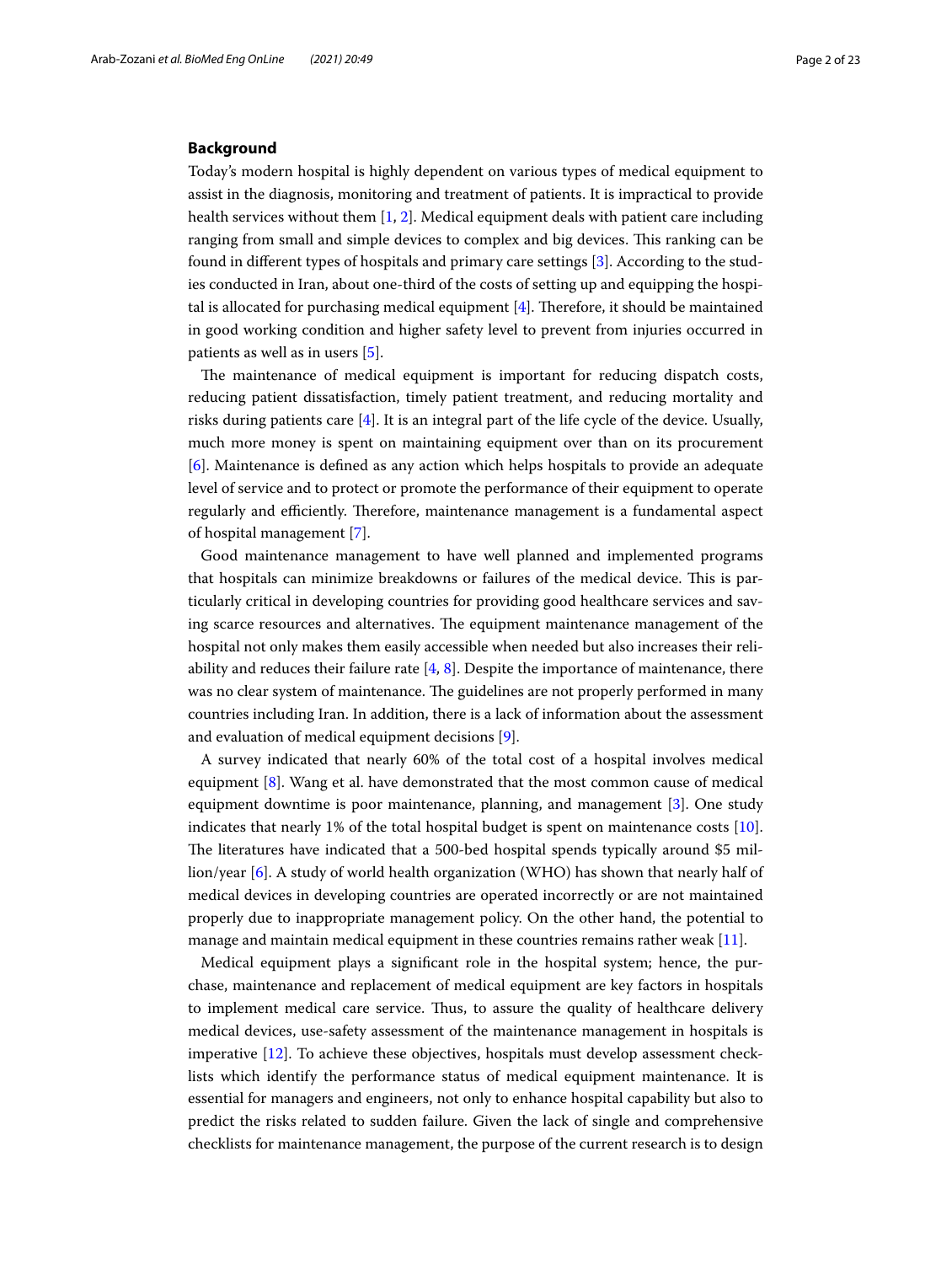## Background

Today's modern hospital is highly dependent on various types of medical equipment to assist in the diagnosis, monitoring and treatment of patients. It is impractical to provide health services without them [1, 2]. Medical equipment deals with patient care including ranging from small and simple devices to complex and big devices. This ranking can be found in different types of hospitals and primary care settings [3]. According to the studies conducted in Iran, about one-third of the costs of setting up and equipping the hospital is allocated for purchasing medical equipment [4]. Therefore, it should be maintained in good working condition and higher safety level to prevent from injuries occurred in patients as well as in users [5].

The maintenance of medical equipment is important for reducing dispatch costs, reducing patient dissatisfaction, timely patient treatment, and reducing mortality and risks during patients care [4]. It is an integral part of the life cycle of the device. Usually, much more money is spent on maintaining equipment over than on its procurement [6]. Maintenance is defined as any action which helps hospitals to provide an adequate level of service and to protect or promote the performance of their equipment to operate regularly and efficiently. Therefore, maintenance management is a fundamental aspect of hospital management [7].

Good maintenance management to have well planned and implemented programs that hospitals can minimize breakdowns or failures of the medical device. This is particularly critical in developing countries for providing good healthcare services and saving scarce resources and alternatives. The equipment maintenance management of the hospital not only makes them easily accessible when needed but also increases their reliability and reduces their failure rate [4, 8]. Despite the importance of maintenance, there was no clear system of maintenance. The guidelines are not properly performed in many countries including Iran. In addition, there is a lack of information about the assessment and evaluation of medical equipment decisions [9].

A survey indicated that nearly 60% of the total cost of a hospital involves medical equipment [8]. Wang et al. have demonstrated that the most common cause of medical equipment downtime is poor maintenance, planning, and management [3]. One study indicates that nearly 1% of the total hospital budget is spent on maintenance costs [10]. The literatures have indicated that a 500-bed hospital spends typically around $5 million/year [6]. A study of world health organization (WHO) has shown that nearly half of medical devices in developing countries are operated incorrectly or are not maintained properly due to inappropriate management policy. On the other hand, the potential to manage and maintain medical equipment in these countries remains rather weak [11].

Medical equipment plays a significant role in the hospital system; hence, the purchase, maintenance and replacement of medical equipment are key factors in hospitals to implement medical care service. Thus, to assure the quality of healthcare delivery medical devices, use-safety assessment of the maintenance management in hospitals is imperative [12]. To achieve these objectives, hospitals must develop assessment checklists which identify the performance status of medical equipment maintenance. It is essential for managers and engineers, not only to enhance hospital capability but also to predict the risks related to sudden failure. Given the lack of single and comprehensive checklists for maintenance management, the purpose of the current research is to design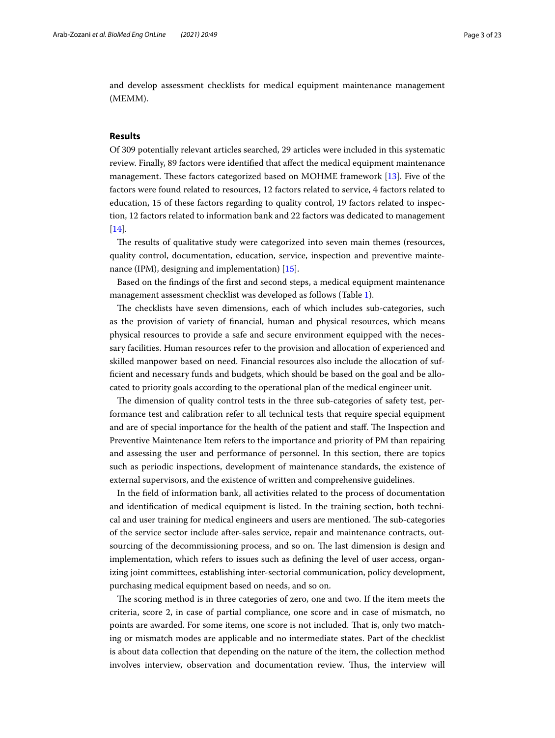and develop assessment checklists for medical equipment maintenance management (MEMM).

## Results

Of 309 potentially relevant articles searched, 29 articles were included in this systematic review. Finally, 89 factors were identified that affect the medical equipment maintenance management. These factors categorized based on MOHME framework [13]. Five of the factors were found related to resources, 12 factors related to service, 4 factors related to education, 15 of these factors regarding to quality control, 19 factors related to inspection, 12 factors related to information bank and 22 factors was dedicated to management [14].

The results of qualitative study were categorized into seven main themes (resources, quality control, documentation, education, service, inspection and preventive maintenance (IPM), designing and implementation) [15].

Based on the findings of the first and second steps, a medical equipment maintenance management assessment checklist was developed as follows (Table 1).

The checklists have seven dimensions, each of which includes sub-categories, such as the provision of variety of financial, human and physical resources, which means physical resources to provide a safe and secure environment equipped with the necessary facilities. Human resources refer to the provision and allocation of experienced and skilled manpower based on need. Financial resources also include the allocation of sufficient and necessary funds and budgets, which should be based on the goal and be allocated to priority goals according to the operational plan of the medical engineer unit.

The dimension of quality control tests in the three sub-categories of safety test, performance test and calibration refer to all technical tests that require special equipment and are of special importance for the health of the patient and staff. The Inspection and Preventive Maintenance Item refers to the importance and priority of PM than repairing and assessing the user and performance of personnel. In this section, there are topics such as periodic inspections, development of maintenance standards, the existence of external supervisors, and the existence of written and comprehensive guidelines.

In the field of information bank, all activities related to the process of documentation and identification of medical equipment is listed. In the training section, both technical and user training for medical engineers and users are mentioned. The sub-categories of the service sector include after-sales service, repair and maintenance contracts, outsourcing of the decommissioning process, and so on. The last dimension is design and implementation, which refers to issues such as defining the level of user access, organizing joint committees, establishing inter-sectorial communication, policy development, purchasing medical equipment based on needs, and so on.

The scoring method is in three categories of zero, one and two. If the item meets the criteria, score 2, in case of partial compliance, one score and in case of mismatch, no points are awarded. For some items, one score is not included. That is, only two matching or mismatch modes are applicable and no intermediate states. Part of the checklist is about data collection that depending on the nature of the item, the collection method involves interview, observation and documentation review. Thus, the interview will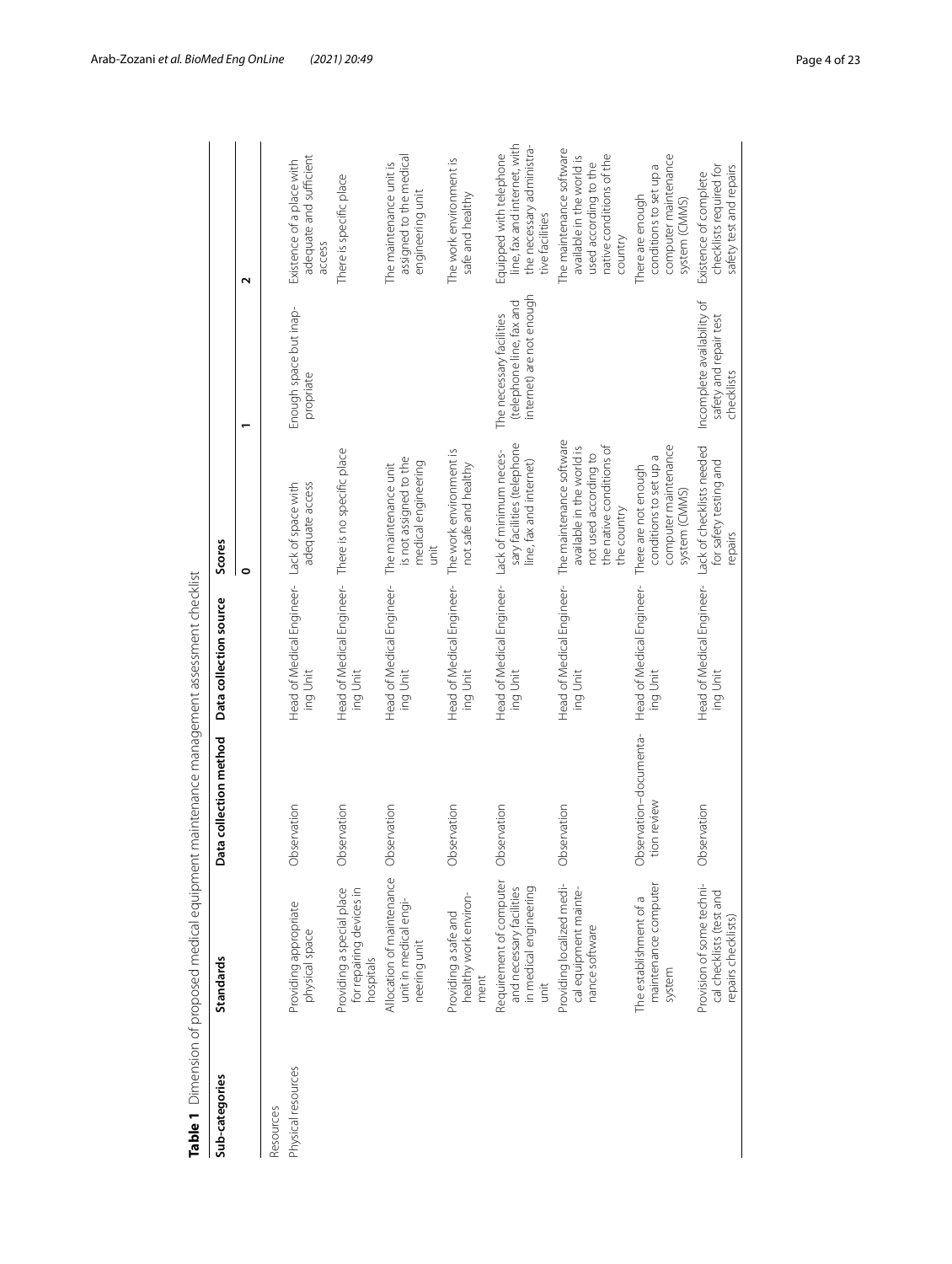**Table 1** Dimension of proposed medical equipment maintenance management assessment checklist

| Sub-categories | Standards | Data collection method | Data collection source | Scores | | |
|---|---|---|---|---|---|---|
| | | | | 0 | 1 | 2 |
| Resources | | | | | | |
| Physical resources | Providing appropriate physical space | Observation | Head of Medical Engineering Unit | Lack of space with adequate access | Enough space but inappropriate | Existence of a place with adequate and sufficient access |
| | Providing a special place for repairing devices in hospitals | Observation | Head of Medical Engineering Unit | There is no specific place | | There is specific place |
| | Allocation of maintenance unit in medical engineering unit | Observation | Head of Medical Engineering Unit | The maintenance unit is not assigned to the medical engineering unit | | The maintenance unit is assigned to the medical engineering unit |
| | Providing a safe and healthy work environment | Observation | Head of Medical Engineering Unit | The work environment is not safe and healthy | | The work environment is safe and healthy |
| | Requirement of computer and necessary facilities in medical engineering unit | Observation | Head of Medical Engineering Unit | Lack of minimum necessary facilities (telephone line, fax and internet) | The necessary facilities (telephone line, fax and internet) are not enough | Equipped with telephone line, fax and internet, with the necessary administrative facilities |
| | Providing localized medical equipment maintenance software | Observation | Head of Medical Engineering Unit | The maintenance software available in the world is not used according to the native conditions of the country | | The maintenance software available in the world is used according to the native conditions of the country |
| | The establishment of a maintenance computer system | Observation–documentation review | Head of Medical Engineering Unit | There are not enough conditions to set up a computer maintenance system (CMMS) | | There are enough conditions to set up a computer maintenance system (CMMS) |
| | Provision of some technical checklists (test and repairs checklists) | Observation | Head of Medical Engineering Unit | Lack of checklists needed for safety testing and repairs | Incomplete availability of safety and repair test checklists | Existence of complete checklists required for safety test and repairs |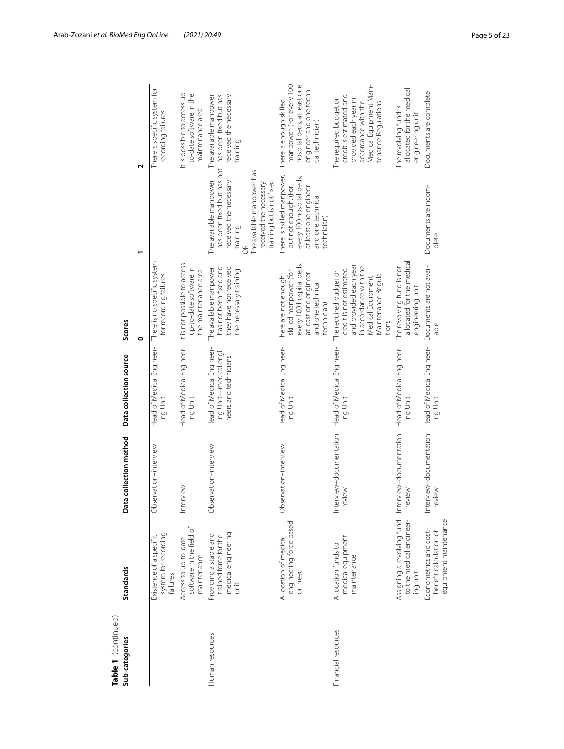**Table 1** (continued)

| Sub-categories | Standards | Data collection method | Data collection source | Scores | | |
|---|---|---|---|---|---|---|
| | | | | 0 | 1 | 2 |
| | Existence of a specific system for recording failures | Observation–interview | Head of Medical Engineering Unit | There is no specific system for recording failures | | There is specific system for recording failures |
| | Access to up-to-date software in the field of maintenance | Interview | Head of Medical Engineering Unit | It is not possible to access up-to-date software in the maintenance area | | It is possible to access up-to-date software in the maintenance area |
| Human resources | Providing a stable and trained force for the medical engineering unit | Observation–interview | Head of Medical Engineering Unit—medical engineers and technicians | The available manpower has not been fixed and they have not received the necessary training | The available manpower has been fixed but has not received the necessary training OR The available manpower has received the necessary training but is not fixed | The available manpower has been fixed but has received the necessary training |
| | Allocation of medical engineering force based on need | Observation–interview | Head of Medical Engineering Unit | There are not enough skilled manpower (for every 100 hospital beds, at least one engineer and one technical technician) | There is skilled manpower, but not enough. (for every 100 hospital beds, at least one engineer and one technical technician) | There is enough skilled manpower. (For every 100 hospital beds, at least one engineer and one technical technician) |
| Financial resources | Allocation funds to medical equipment maintenance | Interview–documentation review | Head of Medical Engineering Unit | The required budget or credit is not estimated and provided each year in accordance with the Medical Equipment Maintenance Regulations | | The required budget or credit is estimated and provided each year in accordance with the Medical Equipment Maintenance Regulations |
| | Assigning a revolving fund to the medical engineering unit | Interview–documentation review | Head of Medical Engineering Unit | The revolving fund is not allocated for the medical engineering unit | | The revolving fund is allocated for the medical engineering unit |
| | Econometrics and cost–benefit calculation of equipment maintenance | Interview–documentation review | Head of Medical Engineering Unit | Documents are not available | Documents are incomplete | Documents are complete |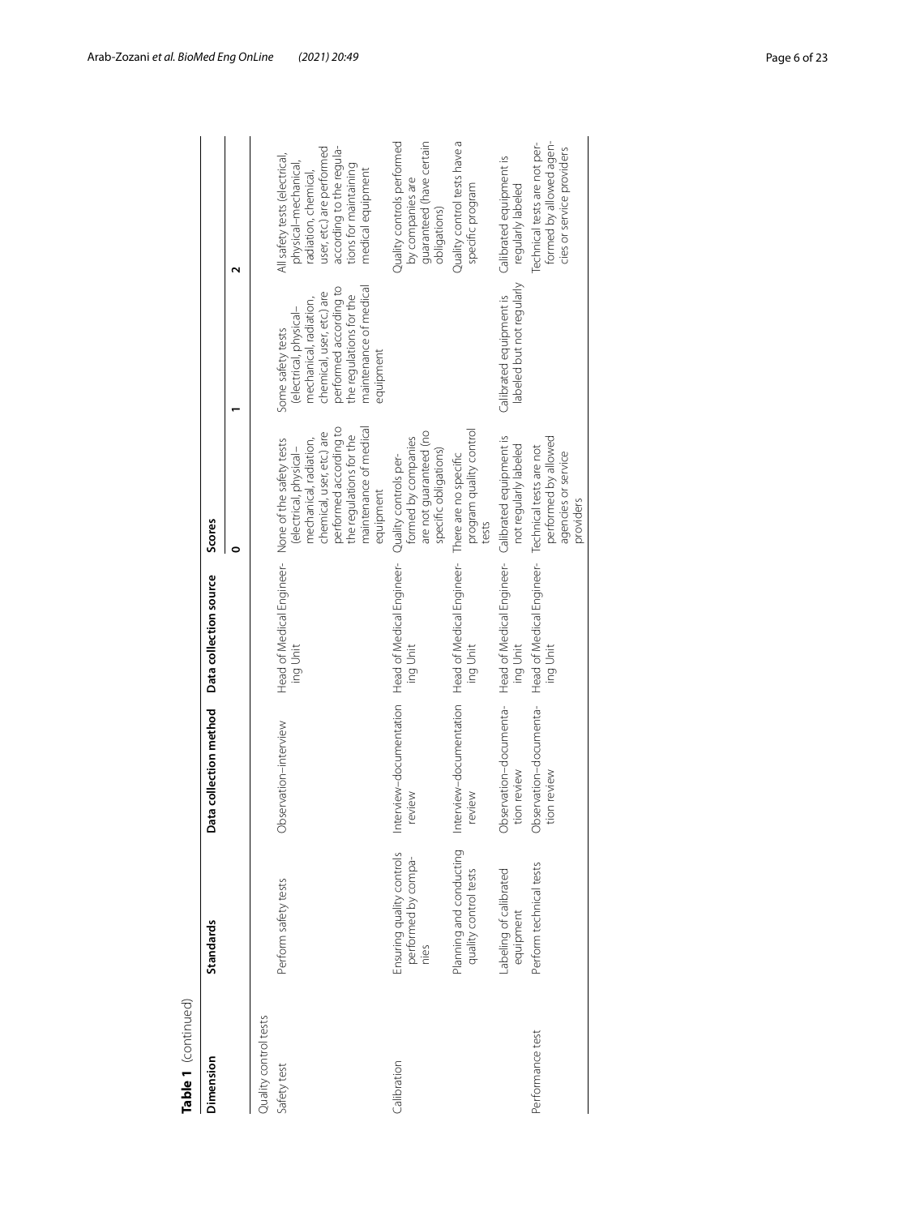**Table 1** (continued)

| Dimension | Standards | Data collection method | Data collection source | Scores | | |
|---|---|---|---|---|---|---|
| | | | | 0 | 1 | 2 |
| Quality control tests | | | | | | |
| Safety test | Perform safety tests | Observation–interview | Head of Medical Engineering Unit | None of the safety tests (electrical, physical–mechanical, radiation, chemical, user, etc.) are performed according to the regulations for the maintenance of medical equipment | Some safety tests (electrical, physical–mechanical, radiation, chemical, user, etc.) are performed according to the regulations for the maintenance of medical equipment | All safety tests (electrical, physical–mechanical, radiation, chemical, user, etc.) are performed according to the regulations for maintaining medical equipment |
| Calibration | Ensuring quality controls performed by companies | Interview–documentation review | Head of Medical Engineering Unit | Quality controls performed by companies are not guaranteed (no specific obligations) | | Quality controls performed by companies are guaranteed (have certain obligations) |
| | Planning and conducting quality control tests | Interview–documentation review | Head of Medical Engineering Unit | There are no specific program quality control tests | | Quality control tests have a specific program |
| | Labeling of calibrated equipment | Observation–documentation review | Head of Medical Engineering Unit | Calibrated equipment is not regularly labeled | Calibrated equipment is labeled but not regularly | Calibrated equipment is regularly labeled |
| Performance test | Perform technical tests | Observation–documentation review | Head of Medical Engineering Unit | Technical tests are not performed by allowed agencies or service providers | | Technical tests are not performed by allowed agencies or service providers |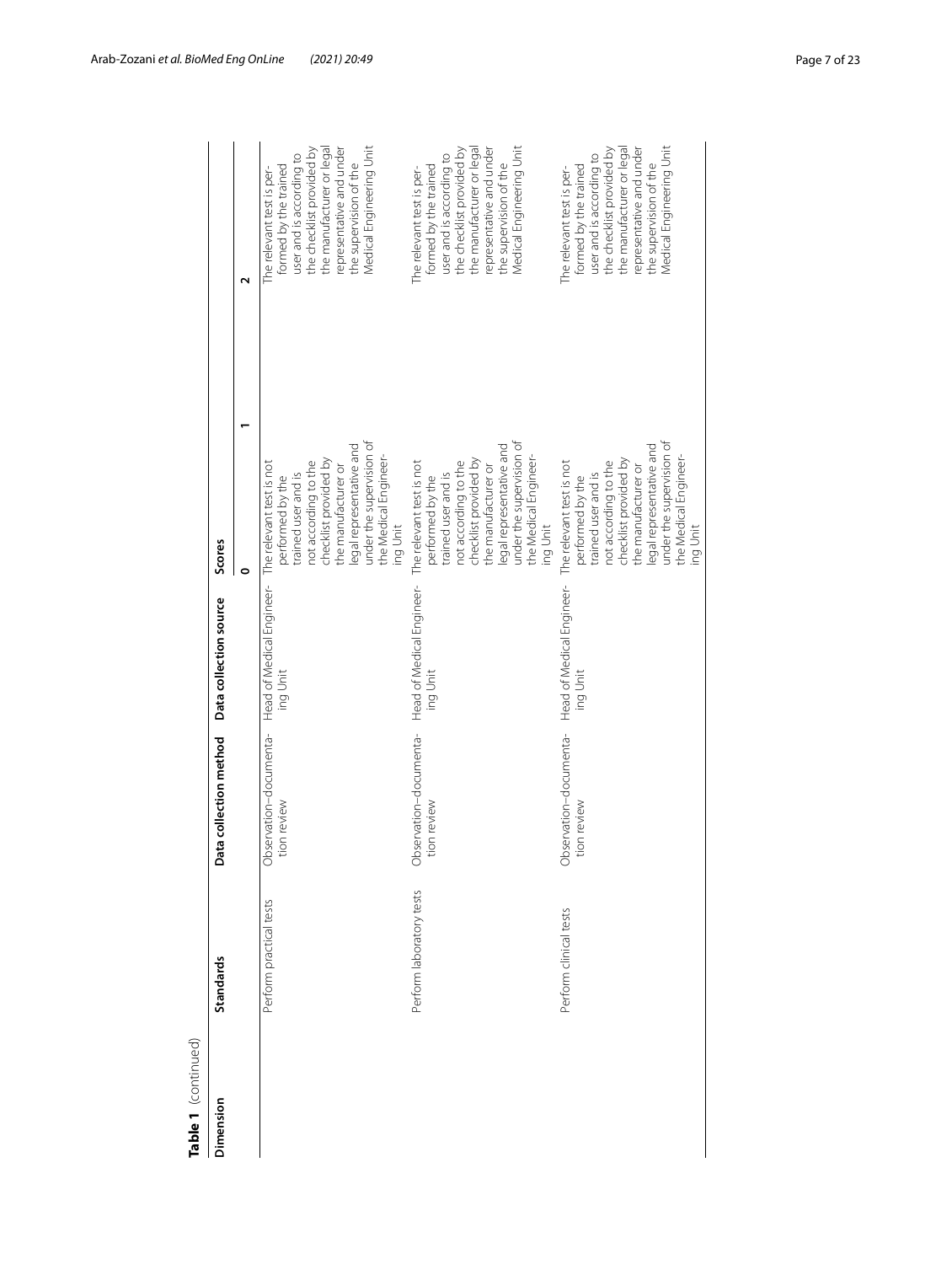**Table 1** (continued)

| Dimension | Standards | Data collection method | Data collection source | Scores | | |
|---|---|---|---|---|---|---|
| | | | | 0 | 1 | 2 |
| | Perform practical tests | Observation–documentation review | Head of Medical Engineering Unit | The relevant test is not performed by the trained user and is not according to the checklist provided by the manufacturer or legal representative and under the supervision of the Medical Engineering Unit | | The relevant test is performed by the trained user and is according to the checklist provided by the manufacturer or legal representative and under the supervision of the Medical Engineering Unit |
| | Perform laboratory tests | Observation–documentation review | Head of Medical Engineering Unit | The relevant test is not performed by the trained user and is not according to the checklist provided by the manufacturer or legal representative and under the supervision of the Medical Engineering Unit | | The relevant test is performed by the trained user and is according to the checklist provided by the manufacturer or legal representative and under the supervision of the Medical Engineering Unit |
| | Perform clinical tests | Observation–documentation review | Head of Medical Engineering Unit | The relevant test is not performed by the trained user and is not according to the checklist provided by the manufacturer or legal representative and under the supervision of the Medical Engineering Unit | | The relevant test is performed by the trained user and is according to the checklist provided by the manufacturer or legal representative and under the supervision of the Medical Engineering Unit |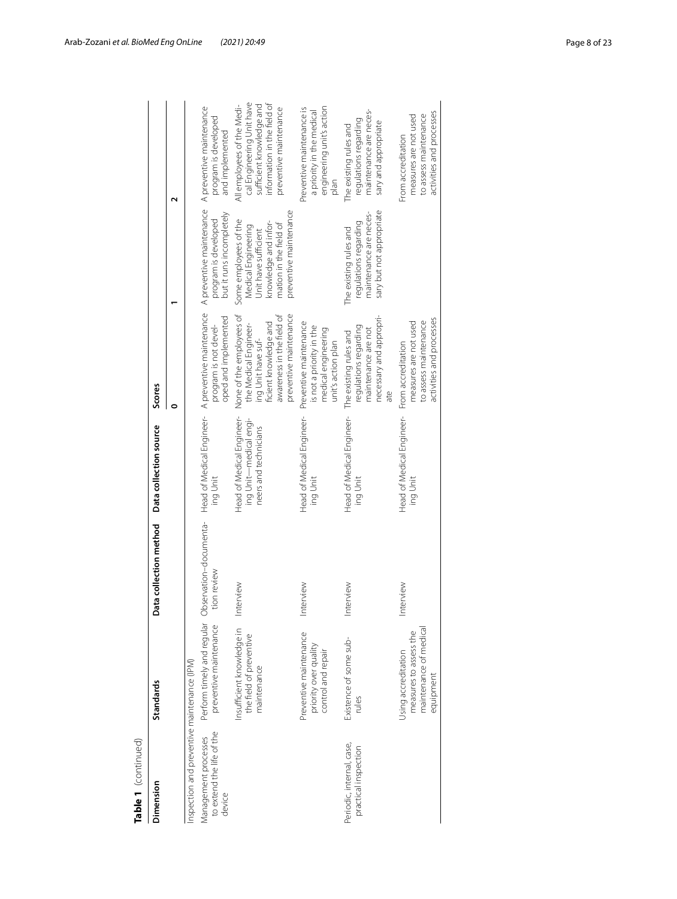**Table 1** (continued)

| Dimension | Standards | Data collection method | Data collection source | Scores | | |
|---|---|---|---|---|---|---|
| | | | | 0 | 1 | 2 |
| Inspection and preventive maintenance (IPM) | | | | | | |
| Management processes to extend the life of the device | Perform timely and regular preventive maintenance | Observation–documentation review | Head of Medical Engineering Unit | A preventive maintenance program is not developed and implemented | A preventive maintenance program is developed but it runs incompletely | A preventive maintenance program is developed and implemented |
| | Insufficient knowledge in the field of preventive maintenance | Interview | Head of Medical Engineering Unit—medical engineers and technicians | None of the employees of the Medical Engineering Unit have sufficient knowledge and awareness in the field of preventive maintenance | Some employees of the Medical Engineering Unit have sufficient knowledge and information in the field of preventive maintenance | All employees of the Medical Engineering Unit have sufficient knowledge and information in the field of preventive maintenance |
| | Preventive maintenance priority over quality control and repair | Interview | Head of Medical Engineering Unit | Preventive maintenance is not a priority in the medical engineering unit's action plan | | Preventive maintenance is a priority in the medical engineering unit's action plan |
| Periodic, internal, case, practical inspection | Existence of some sub-rules | Interview | Head of Medical Engineering Unit | The existing rules and regulations regarding maintenance are not necessary and appropriate | The existing rules and regulations regarding maintenance are necessary but not appropriate | The existing rules and regulations regarding maintenance are necessary and appropriate |
| | Using accreditation measures to assess the maintenance of medical equipment | Interview | Head of Medical Engineering Unit | From accreditation measures are not used to assess maintenance activities and processes | | From accreditation measures are not used to assess maintenance activities and processes |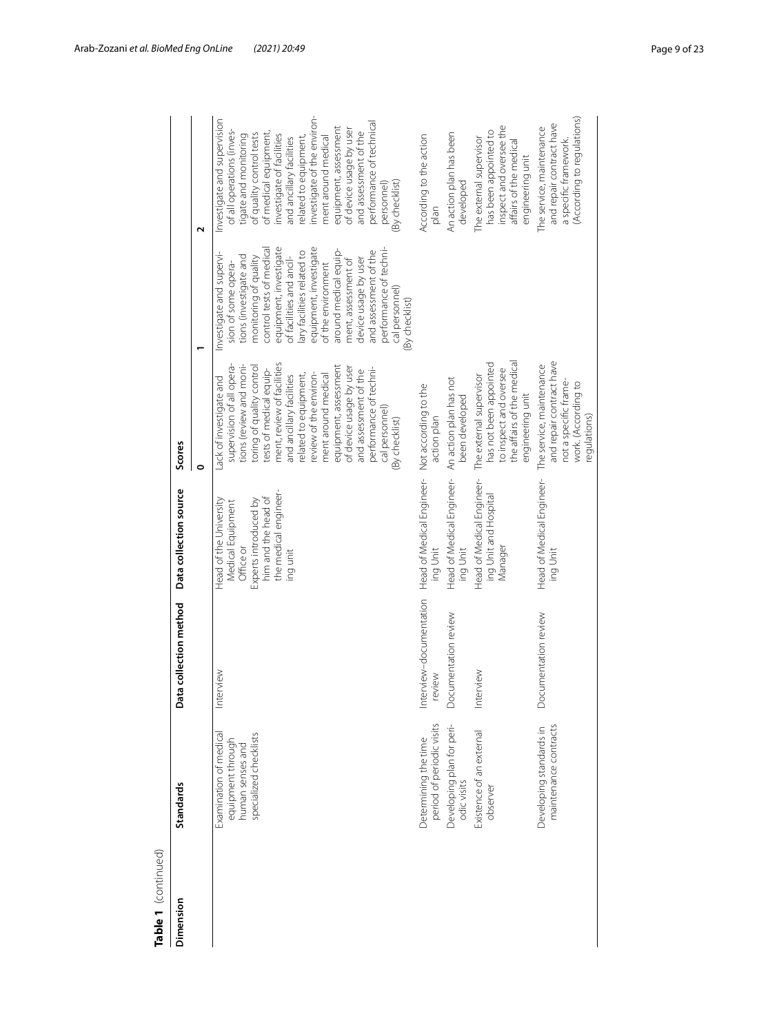**Table 1** (continued)

| Dimension | Standards | Data collection method | Data collection source | Scores | | |
|---|---|---|---|---|---|---|
| | | | | 0 | 1 | 2 |
| | Examination of medical equipment through human senses and specialized checklists | Interview | Head of the University Medical Equipment Office or Experts introduced by him and the head of the medical engineering unit | Lack of investigate and supervision of all operations (review and monitoring of quality control tests of medical equipment, review of facilities and ancillary facilities related to equipment, review of the environment around medical equipment, assessment of device usage by user and assessment of the performance of technical personnel) (By checklist) | Investigate and supervision of some operations (investigate and monitoring of quality control tests of medical equipment, investigate of facilities and ancillary facilities related to equipment, investigate of the environment around medical equipment, assessment of device usage by user and assessment of the performance of technical personnel) (By checklist) | Investigate and supervision of all operations (investigate and monitoring of quality control tests of medical equipment, investigate of facilities and ancillary facilities related to equipment, investigate of the environment around medical equipment, assessment of device usage by user and assessment of the performance of technical personnel) (By checklist) |
| | Determining the time period of periodic visits | Interview–documentation review | Head of Medical Engineering Unit | Not according to the action plan | | According to the action plan |
| | Developing plan for periodic visits | Documentation review | Head of Medical Engineering Unit | An action plan has not been developed | | An action plan has been developed |
| | Existence of an external observer | Interview | Head of Medical Engineering Unit and Hospital Manager | The external supervisor has not been appointed to inspect and oversee the affairs of the medical engineering unit | | The external supervisor has been appointed to inspect and oversee the affairs of the medical engineering unit |
| | Developing standards in maintenance contracts | Documentation review | Head of Medical Engineering Unit | The service, maintenance and repair contract have not a specific framework. (According to regulations) | | The service, maintenance and repair contract have a specific framework. (According to regulations) |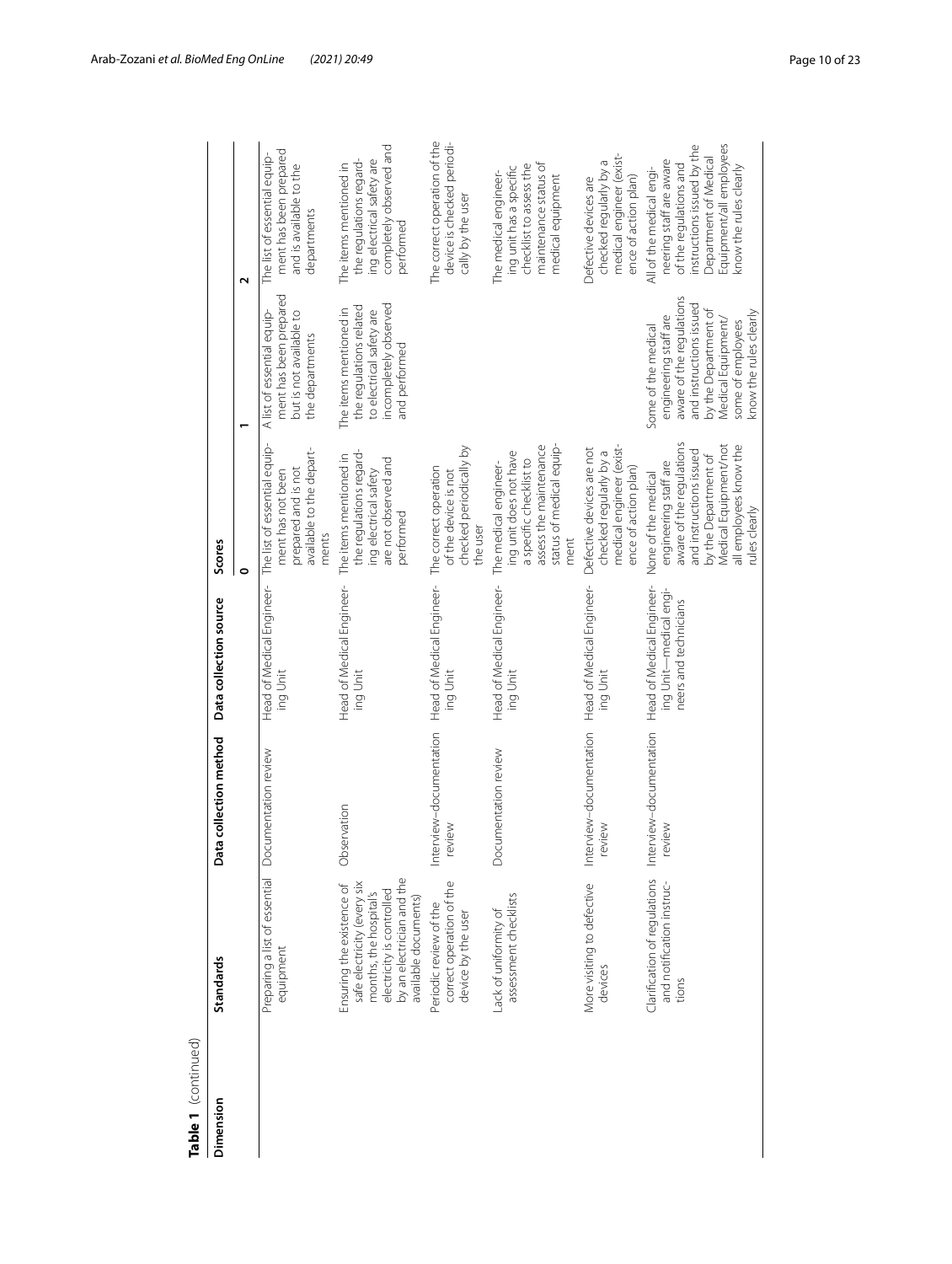**Table 1** (continued)

| Dimension | Standards | Data collection method | Data collection source | Scores | | |
|---|---|---|---|---|---|---|
| | | | | 0 | 1 | 2 |
| | Preparing a list of essential equipment | Documentation review | Head of Medical Engineering Unit | The list of essential equipment has not been prepared and is not available to the departments | A list of essential equipment has been prepared but is not available to the departments | The list of essential equipment has been prepared and is available to the departments |
| | Ensuring the existence of safe electricity (every six months, the hospital's electricity is controlled by an electrician and the available documents) | Observation | Head of Medical Engineering Unit | The items mentioned in the regulations regarding electrical safety are not observed and performed | The items mentioned in the regulations related to electrical safety are incompletely observed and performed | The items mentioned in the regulations regarding electrical safety are completely observed and performed |
| | Periodic review of the correct operation of the device by the user | Interview–documentation review | Head of Medical Engineering Unit | The correct operation of the device is not checked periodically by the user | | The correct operation of the device is checked periodically by the user |
| | Lack of uniformity of assessment checklists | Documentation review | Head of Medical Engineering Unit | The medical engineering unit does not have a specific checklist to assess the maintenance status of medical equipment | | The medical engineering unit has a specific checklist to assess the maintenance status of medical equipment |
| | More visiting to defective devices | Interview–documentation review | Head of Medical Engineering Unit | Defective devices are not checked regularly by a medical engineer (existence of action plan) | | Defective devices are checked regularly by a medical engineer (existence of action plan) |
| | Clarification of regulations and notification instructions | Interview–documentation review | Head of Medical Engineering Unit—medical engineers and technicians | None of the medical engineering staff are aware of the regulations and instructions issued by the Department of Medical Equipment/not all employees know the rules clearly | Some of the medical engineering staff are aware of the regulations and instructions issued by the Department of Medical Equipment/some of employees know the rules clearly | All of the medical engineering staff are aware of the regulations and instructions issued by the Department of Medical Equipment/all employees know the rules clearly |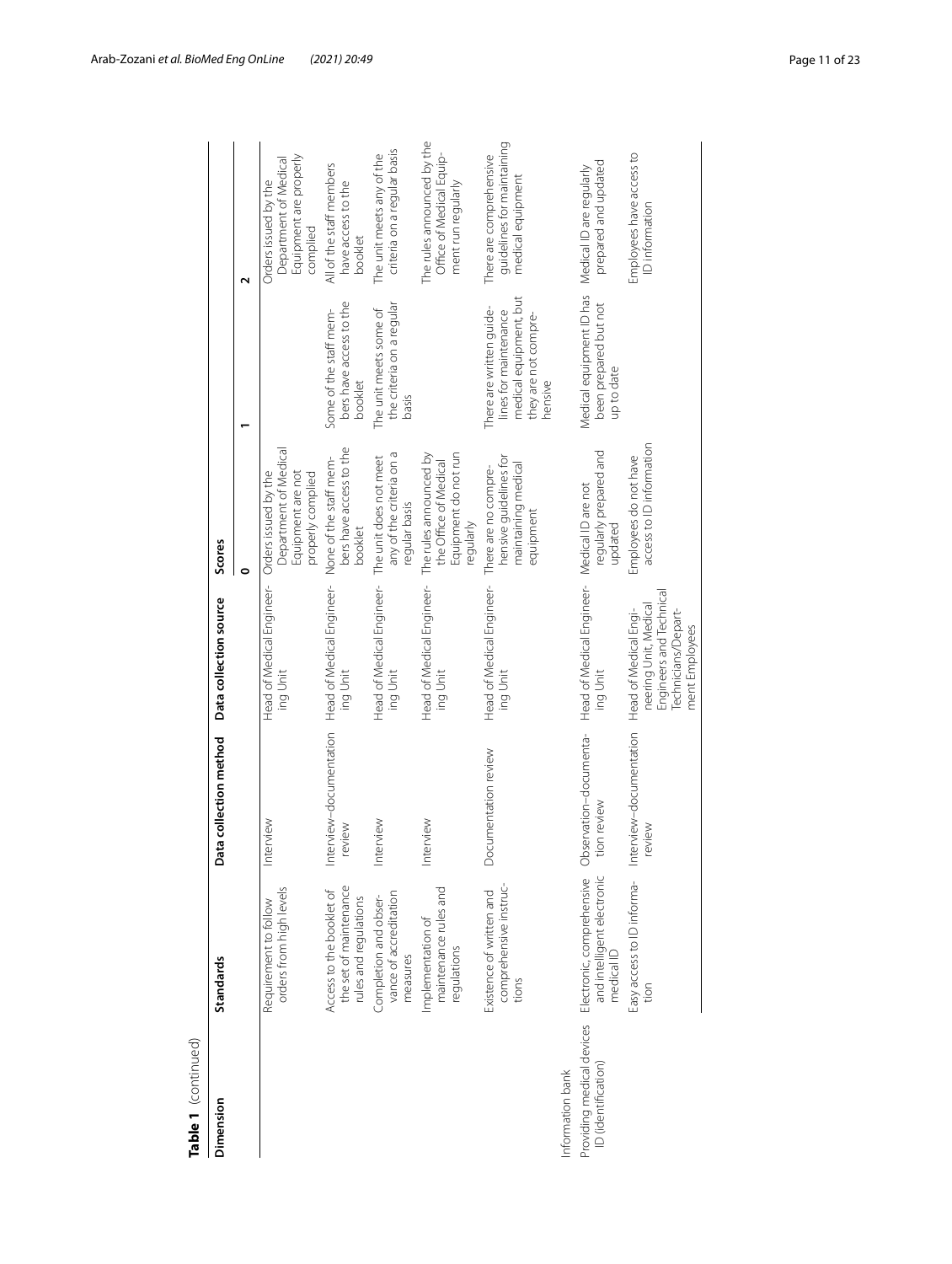**Table 1** (continued)

| Dimension | Standards | Data collection method | Data collection source | Scores | | |
|---|---|---|---|---|---|---|
| | | | | 0 | 1 | 2 |
| | Requirement to follow orders from high levels | Interview | Head of Medical Engineering Unit | Orders issued by the Department of Medical Equipment are not properly complied | | Orders issued by the Department of Medical Equipment are properly complied |
| | Access to the booklet of the set of maintenance rules and regulations | Interview–documentation review | Head of Medical Engineering Unit | None of the staff members have access to the booklet | Some of the staff members have access to the booklet | All of the staff members have access to the booklet |
| | Completion and observance of accreditation measures | Interview | Head of Medical Engineering Unit | The unit does not meet any of the criteria on a regular basis | The unit meets some of the criteria on a regular basis | The unit meets any of the criteria on a regular basis |
| | Implementation of maintenance rules and regulations | Interview | Head of Medical Engineering Unit | The rules announced by the Office of Medical Equipment do not run regularly | | The rules announced by the Office of Medical Equipment run regularly |
| | Existence of written and comprehensive instructions | Documentation review | Head of Medical Engineering Unit | There are no comprehensive guidelines for maintaining medical equipment | There are written guidelines for maintenance medical equipment, but they are not comprehensive | There are comprehensive guidelines for maintaining medical equipment |
| Information bank | | | | | | |
| Providing medical devices ID (identification) | Electronic, comprehensive and intelligent electronic medical ID | Observation–documentation review | Head of Medical Engineering Unit | Medical ID are not regularly prepared and updated | Medical equipment ID has been prepared but not up to date | Medical ID are regularly prepared and updated |
| | Easy access to ID information | Interview–documentation review | Head of Medical Engineering Unit, Medical Engineers and Technical Technicians/Department Employees | Employees do not have access to ID information | | Employees have access to ID information |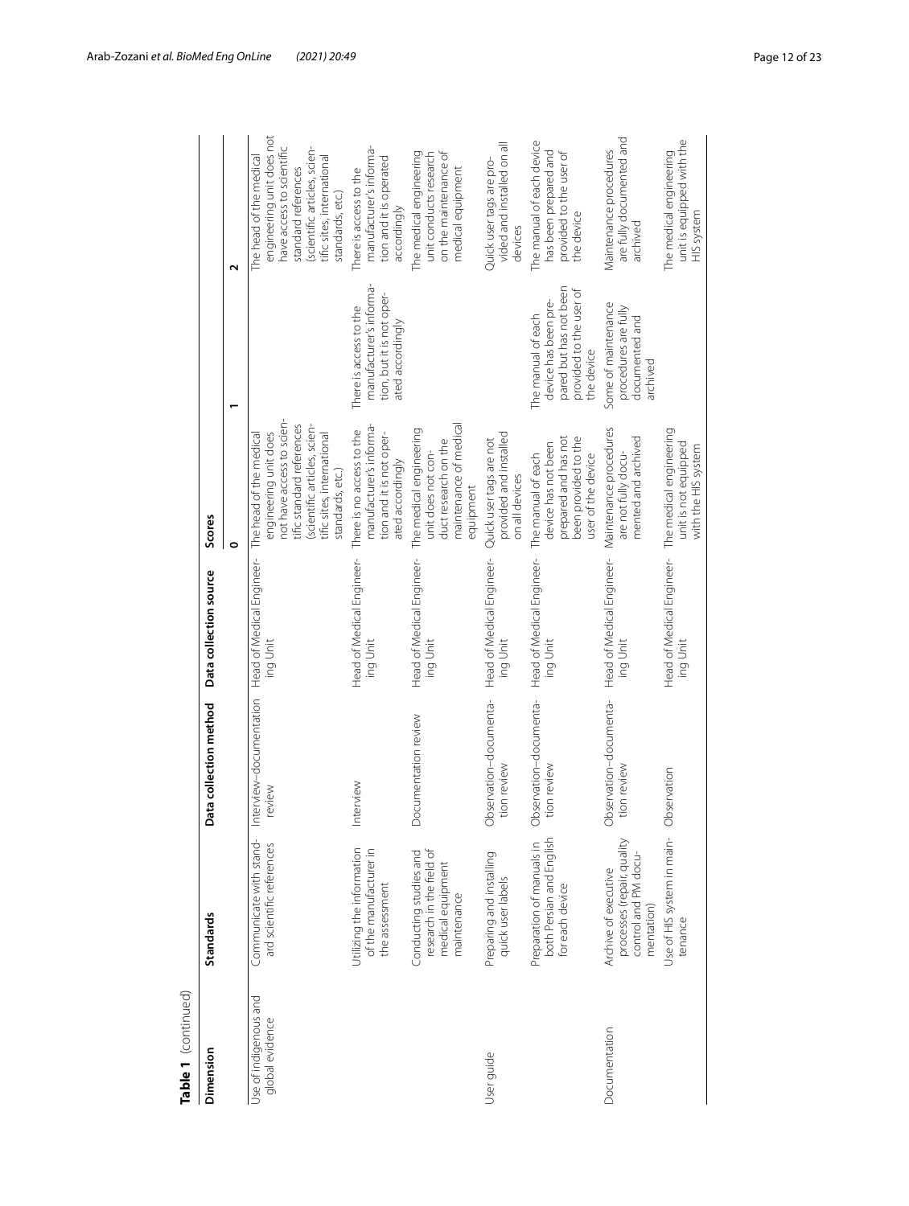**Table 1** (continued)

| Dimension | Standards | Data collection method | Data collection source | Scores | | |
|---|---|---|---|---|---|---|
| | | | | 0 | 1 | 2 |
| Use of indigenous and global evidence | Communicate with standard scientific references | Interview–documentation review | Head of Medical Engineering Unit | The head of the medical engineering unit does not have access to scientific standard references (scientific articles, scientific sites, international standards, etc.) | | The head of the medical engineering unit does not have access to scientific standard references (scientific articles, scientific sites, international standards, etc.) |
| | Utilizing the information of the manufacturer in the assessment | Interview | Head of Medical Engineering Unit | There is no access to the manufacturer's information and it is not operated accordingly | There is access to the manufacturer's information, but it is not operated accordingly | There is access to the manufacturer's information and it is operated accordingly |
| | Conducting studies and research in the field of medical equipment maintenance | Documentation review | Head of Medical Engineering Unit | The medical engineering unit does not conduct research on the maintenance of medical equipment | | The medical engineering unit conducts research on the maintenance of medical equipment |
| User guide | Preparing and installing quick user labels | Observation–documentation review | Head of Medical Engineering Unit | Quick user tags are not provided and installed on all devices | | Quick user tags are provided and installed on all devices |
| | Preparation of manuals in both Persian and English for each device | Observation–documentation review | Head of Medical Engineering Unit | The manual of each device has not been prepared and has not been provided to the user of the device | The manual of each device has been prepared but has not been provided to the user of the device | The manual of each device has been prepared and provided to the user of the device |
| Documentation | Archive of executive processes (repair, quality control and PM documentation) | Observation–documentation review | Head of Medical Engineering Unit | Maintenance procedures are not fully documented and archived | Some of maintenance procedures are fully documented and archived | Maintenance procedures are fully documented and archived |
| | Use of HIS system in maintenance | Observation | Head of Medical Engineering Unit | The medical engineering unit is not equipped with the HIS system | | The medical engineering unit is equipped with the HIS system |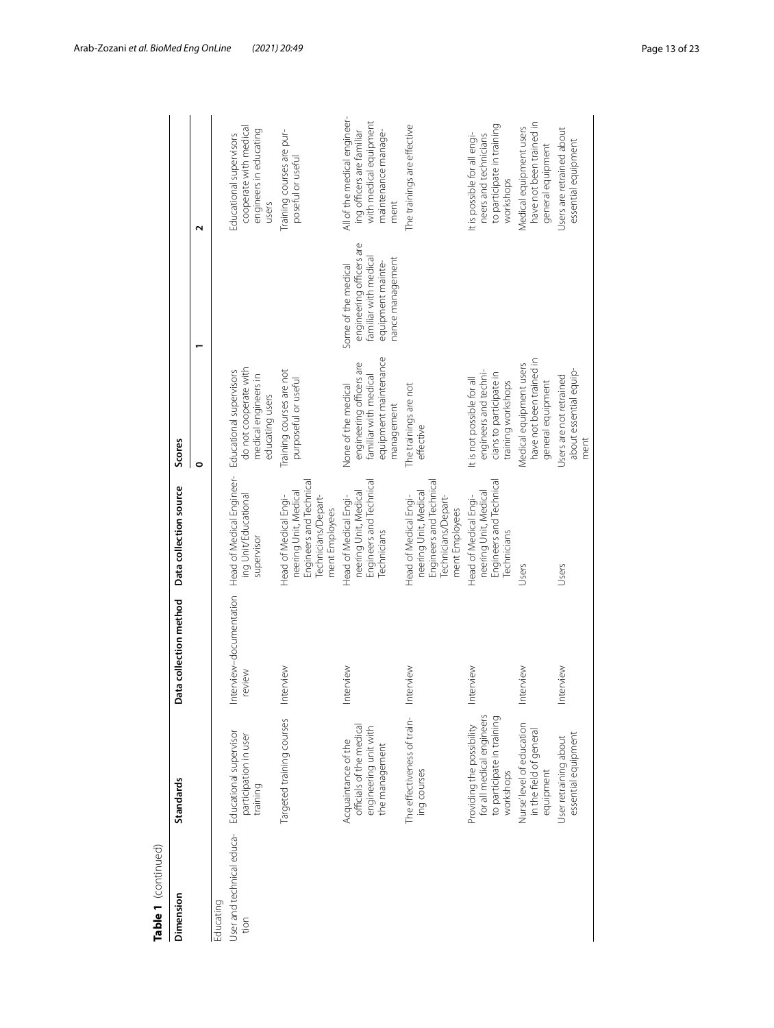**Table 1** (continued)

| Dimension | Standards | Data collection method | Data collection source | Scores | | |
|---|---|---|---|---|---|---|
| | | | | 0 | 1 | 2 |
| Educating | | | | | | |
| User and technical education | Educational supervisor participation in user training | Interview–documentation review | Head of Medical Engineering Unit/Educational supervisor | Educational supervisors do not cooperate with medical engineers in educating users | | Educational supervisors cooperate with medical engineers in educating users |
| | Targeted training courses | Interview | Head of Medical Engineering Unit, Medical Engineers and Technical Technicians/Department Employees | Training courses are not purposeful or useful | | Training courses are purposeful or useful |
| | Acquaintance of the officials of the medical engineering unit with the management | Interview | Head of Medical Engineering Unit, Medical Engineers and Technical Technicians | None of the medical engineering officers are familiar with medical equipment maintenance management | Some of the medical engineering officers are familiar with medical equipment maintenance management | All of the medical engineering officers are familiar with medical equipment maintenance management |
| | The effectiveness of training courses | Interview | Head of Medical Engineering Unit, Medical Engineers and Technical Technicians/Department Employees | The trainings are not effective | | The trainings are effective |
| | Providing the possibility for all medical engineers to participate in training workshops | Interview | Head of Medical Engineering Unit, Medical Engineers and Technical Technicians | It is not possible for all engineers and technicians to participate in training workshops | | It is possible for all engineers and technicians to participate in training workshops |
| | Nurse' level of education in the field of general equipment | Interview | Users | Medical equipment users have not been trained in general equipment | | Medical equipment users have not been trained in general equipment |
| | User retraining about essential equipment | Interview | Users | Users are not retrained about essential equipment | | Users are retrained about essential equipment |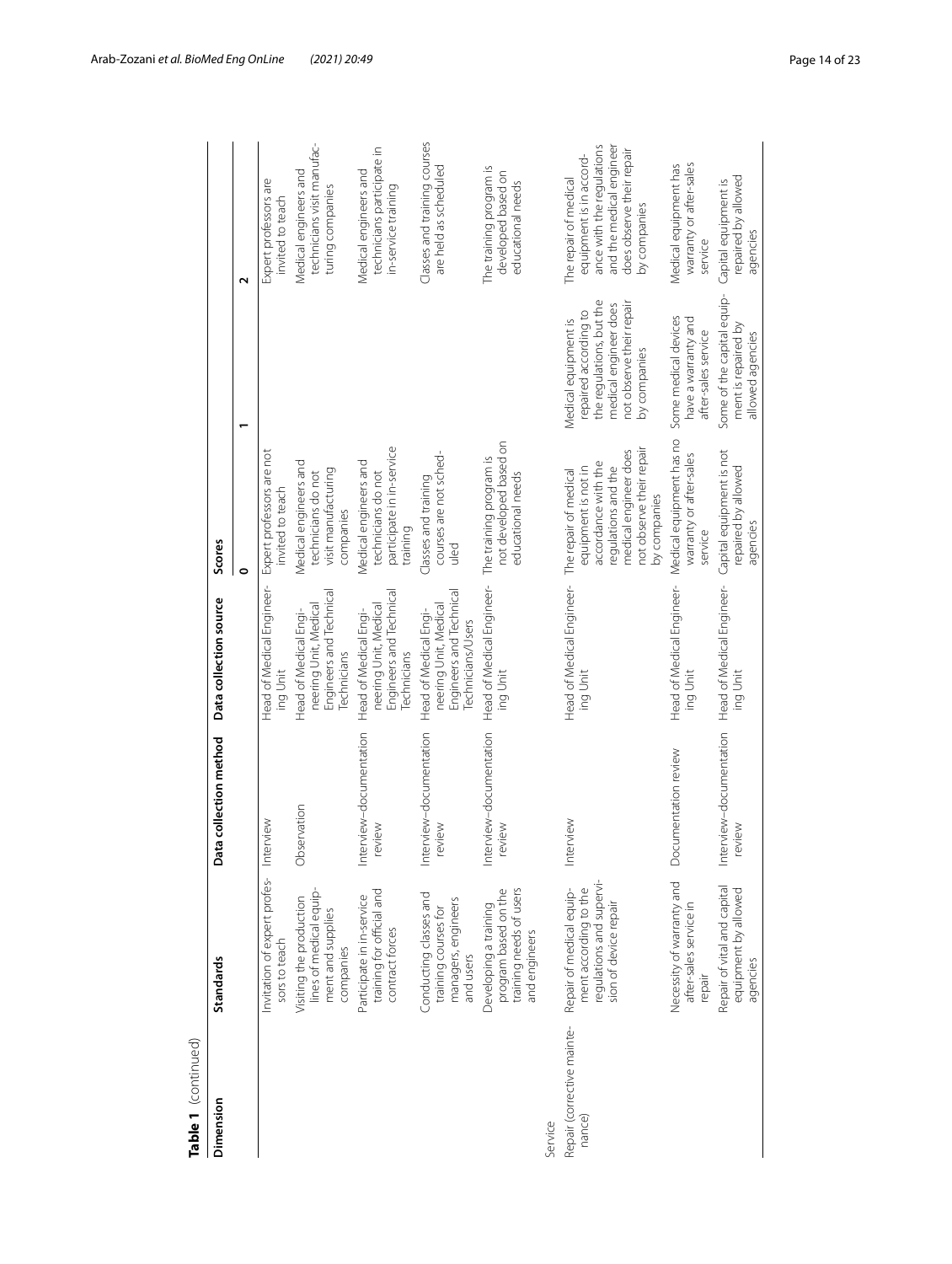**Table 1** (continued)

| Dimension | Standards | Data collection method | Data collection source | Scores | | |
|---|---|---|---|---|---|---|
| | | | | 0 | 1 | 2 |
| | Invitation of expert professors to teach | Interview | Head of Medical Engineering Unit | Expert professors are not invited to teach | | Expert professors are invited to teach |
| | Visiting the production lines of medical equipment and supplies companies | Observation | Head of Medical Engineering Unit, Medical Engineers and Technical Technicians | Medical engineers and technicians do not visit manufacturing companies | | Medical engineers and technicians visit manufacturing companies |
| | Participate in in-service training for official and contract forces | Interview–documentation review | Head of Medical Engineering Unit, Medical Engineers and Technical Technicians | Medical engineers and technicians do not participate in in-service training | | Medical engineers and technicians participate in in-service training |
| | Conducting classes and training courses for managers, engineers and users | Interview–documentation review | Head of Medical Engineering Unit, Medical Engineers and Technical Technicians/Users | Classes and training courses are not scheduled | | Classes and training courses are held as scheduled |
| | Developing a training program based on the training needs of users and engineers | Interview–documentation review | Head of Medical Engineering Unit | The training program is not developed based on educational needs | | The training program is developed based on educational needs |
| Service | | | | | | |
| Repair (corrective maintenance) | Repair of medical equipment according to the regulations and supervision of device repair | Interview | Head of Medical Engineering Unit | The repair of medical equipment is not in accordance with the regulations and the medical engineer does not observe their repair by companies | Medical equipment is repaired according to the regulations, but the medical engineer does not observe their repair by companies | The repair of medical equipment is in accordance with the regulations and the medical engineer does observe their repair by companies |
| | Necessity of warranty and after-sales service in repair | Documentation review | Head of Medical Engineering Unit | Medical equipment has no warranty or after-sales service | Some medical devices have a warranty and after-sales service | Medical equipment has warranty or after-sales service |
| | Repair of vital and capital equipment by allowed agencies | Interview–documentation review | Head of Medical Engineering Unit | Capital equipment is not repaired by allowed agencies | Some of the capital equipment is repaired by allowed agencies | Capital equipment is repaired by allowed agencies |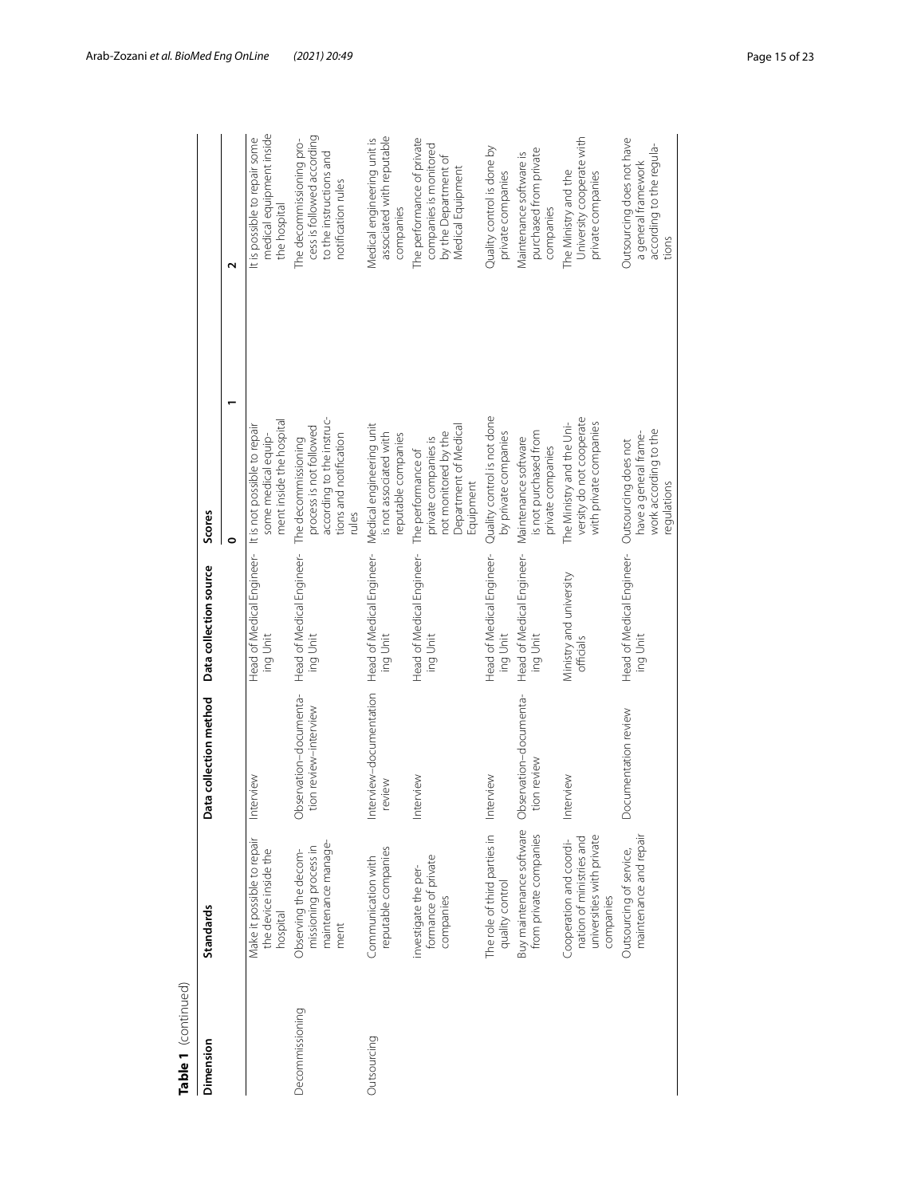**Table 1** (continued)

| Dimension | Standards | Data collection method | Data collection source | Scores | | |
|---|---|---|---|---|---|---|
| | | | | 0 | 1 | 2 |
| | Make it possible to repair the device inside the hospital | Interview | Head of Medical Engineering Unit | It is not possible to repair some medical equipment inside the hospital | | It is possible to repair some medical equipment inside the hospital |
| Decommissioning | Observing the decommissioning process in maintenance management | Observation–documentation review–interview | Head of Medical Engineering Unit | The decommissioning process is not followed according to the instructions and notification rules | | The decommissioning process is followed according to the instructions and notification rules |
| Outsourcing | Communication with reputable companies | Interview–documentation review | Head of Medical Engineering Unit | Medical engineering unit is not associated with reputable companies | | Medical engineering unit is associated with reputable companies |
| | investigate the performance of private companies | Interview | Head of Medical Engineering Unit | The performance of private companies is not monitored by the Department of Medical Equipment | | The performance of private companies is monitored by the Department of Medical Equipment |
| | The role of third parties in quality control | Interview | Head of Medical Engineering Unit | Quality control is not done by private companies | | Quality control is done by private companies |
| | Buy maintenance software from private companies | Observation–documentation review | Head of Medical Engineering Unit | Maintenance software is not purchased from private companies | | Maintenance software is purchased from private companies |
| | Cooperation and coordination of ministries and universities with private companies | Interview | Ministry and university officials | The Ministry and the University do not cooperate with private companies | | The Ministry and the University cooperate with private companies |
| | Outsourcing of service, maintenance and repair | Documentation review | Head of Medical Engineering Unit | Outsourcing does not have a general framework according to the regulations | | Outsourcing does not have a general framework according to the regulations |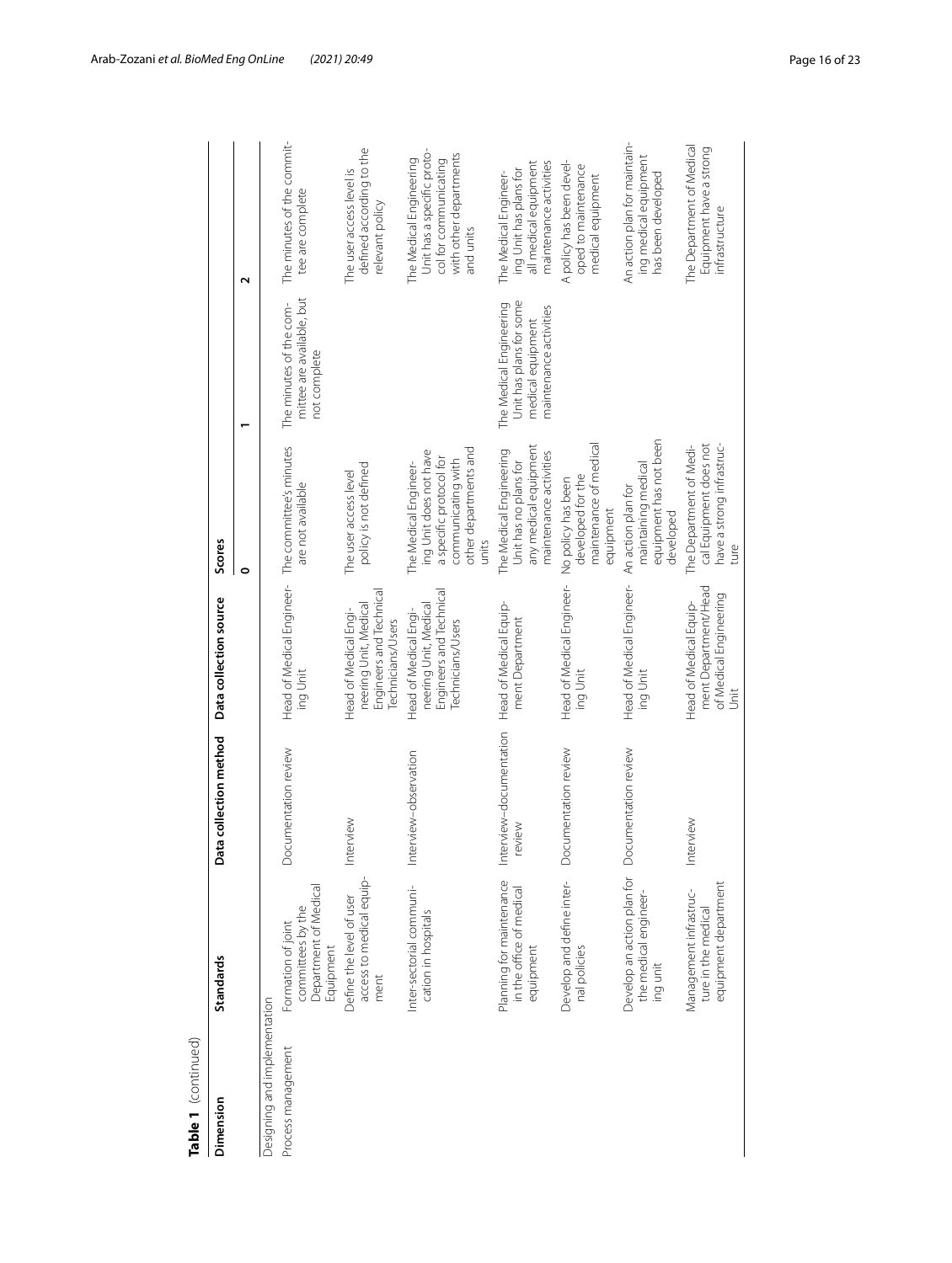**Table 1** (continued)

| Dimension | Standards | Data collection method | Data collection source | Scores | | |
|---|---|---|---|---|---|---|
| | | | | 0 | 1 | 2 |
| Designing and implementation | | | | | | |
| Process management | Formation of joint committees by the Department of Medical Equipment | Documentation review | Head of Medical Engineering Unit | The committee's minutes are not available | The minutes of the committee are available, but not complete | The minutes of the committee are complete |
| | Define the level of user access to medical equipment | Interview | Head of Medical Engineering Unit, Medical Engineers and Technical Technicians/Users | The user access level policy is not defined | | The user access level is defined according to the relevant policy |
| | Inter-sectorial communication in hospitals | Interview–observation | Head of Medical Engineering Unit, Medical Engineers and Technical Technicians/Users | The Medical Engineering Unit does not have a specific protocol for communicating with other departments and units | | The Medical Engineering Unit has a specific protocol for communicating with other departments and units |
| | Planning for maintenance in the office of medical equipment | Interview–documentation review | Head of Medical Equipment Department | The Medical Engineering Unit has no plans for any medical equipment maintenance activities | The Medical Engineering Unit has plans for some medical equipment maintenance activities | The Medical Engineering Unit has plans for all medical equipment maintenance activities |
| | Develop and define internal policies | Documentation review | Head of Medical Engineering Unit | No policy has been developed for the maintenance of medical equipment | | A policy has been developed to maintenance medical equipment |
| | Develop an action plan for the medical engineering unit | Documentation review | Head of Medical Engineering Unit | An action plan for maintaining medical equipment has not been developed | | An action plan for maintaining medical equipment has been developed |
| | Management infrastructure in the medical equipment department | Interview | Head of Medical Equipment Department/Head of Medical Engineering Unit | The Department of Medical Equipment does not have a strong infrastructure | | The Department of Medical Equipment have a strong infrastructure |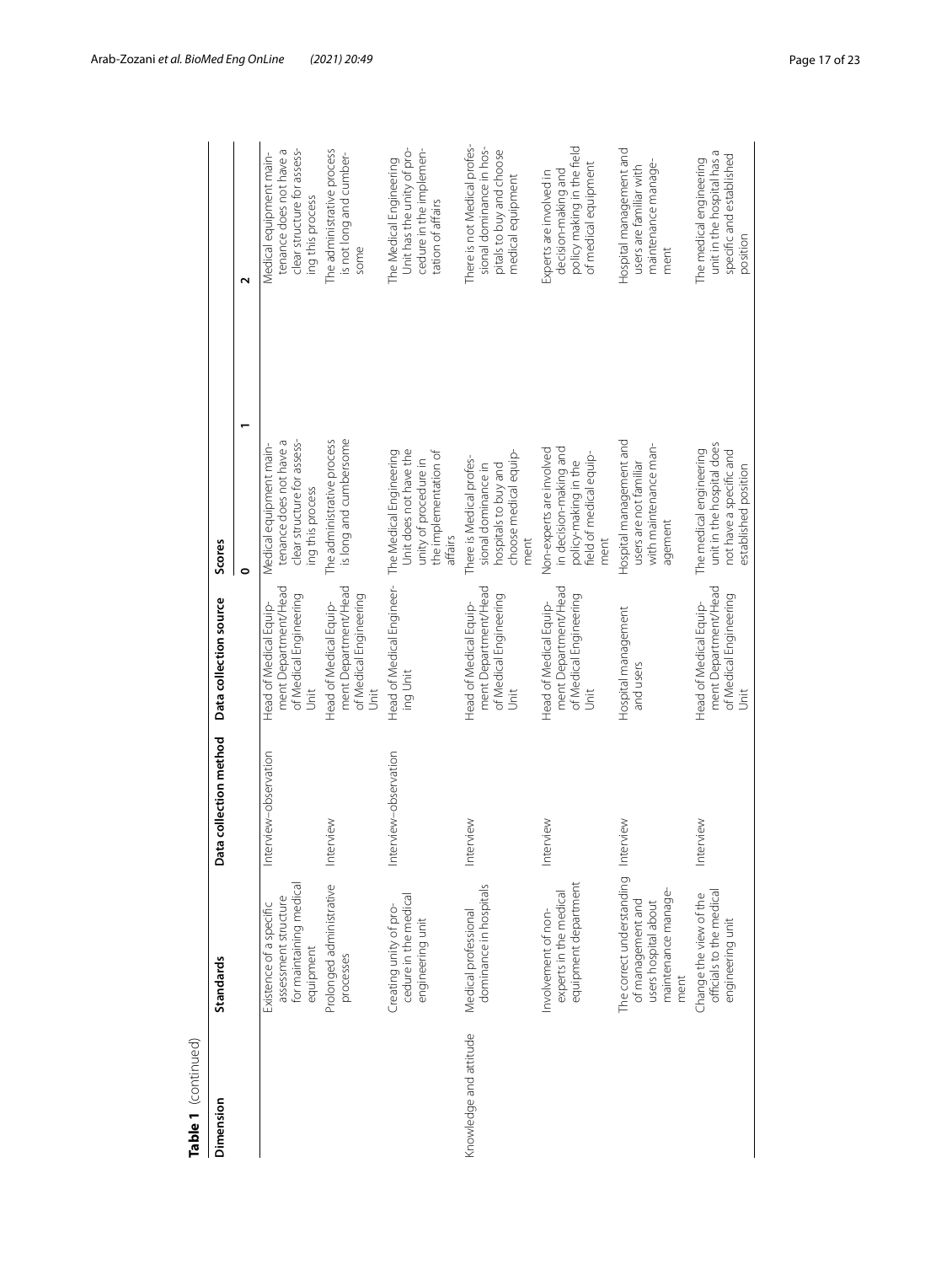**Table 1** (continued)

| Dimension | Standards | Data collection method | Data collection source | Scores | | |
|---|---|---|---|---|---|---|
| | | | | 0 | 1 | 2 |
| | Existence of a specific assessment structure for maintaining medical equipment | Interview–observation | Head of Medical Equipment Department/Head of Medical Engineering Unit | Medical equipment maintenance does not have a clear structure for assessing this process | | Medical equipment maintenance does not have a clear structure for assessing this process |
| | Prolonged administrative processes | Interview | Head of Medical Equipment Department/Head of Medical Engineering Unit | The administrative process is long and cumbersome | | The administrative process is not long and cumbersome |
| | Creating unity of procedure in the medical engineering unit | Interview–observation | Head of Medical Engineering Unit | The Medical Engineering Unit does not have the unity of procedure in the implementation of affairs | | The Medical Engineering Unit has the unity of procedure in the implementation of affairs |
| Knowledge and attitude | Medical professional dominance in hospitals | Interview | Head of Medical Equipment Department/Head of Medical Engineering Unit | There is Medical professional dominance in hospitals to buy and choose medical equipment | | There is not Medical professional dominance in hospitals to buy and choose medical equipment |
| | Involvement of non-experts in the medical equipment department | Interview | Head of Medical Equipment Department/Head of Medical Engineering Unit | Non-experts are involved in decision-making and policy-making in the field of medical equipment | | Experts are involved in decision-making and policy making in the field of medical equipment |
| | The correct understanding of management and users hospital about maintenance management | Interview | Hospital management and users | Hospital management and users are not familiar with maintenance management | | Hospital management and users are familiar with maintenance management |
| | Change the view of the officials to the medical engineering unit | Interview | Head of Medical Equipment Department/Head of Medical Engineering Unit | The medical engineering unit in the hospital does not have a specific and established position | | The medical engineering unit in the hospital has a specific and established position |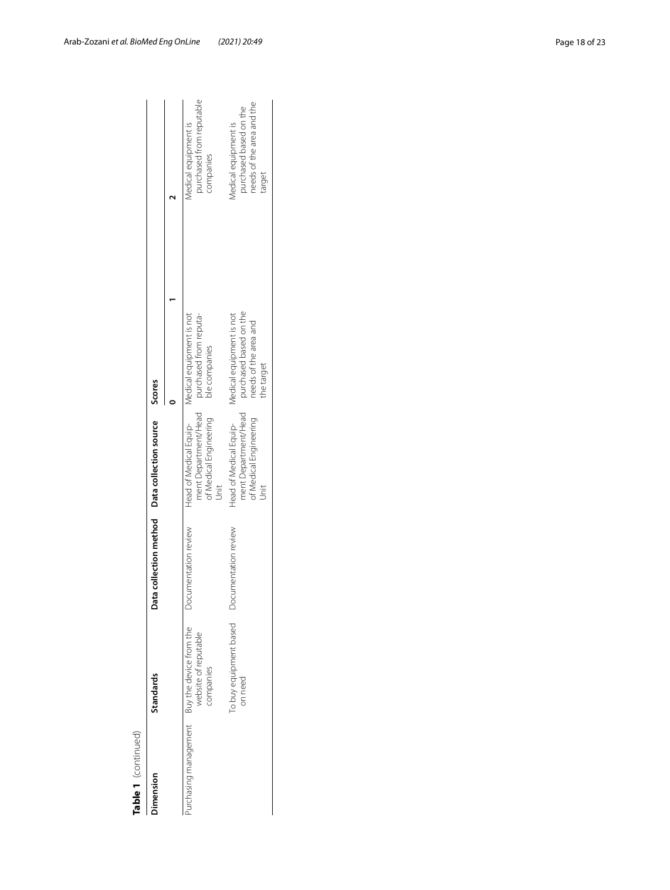**Table 1** (continued)

| Dimension | Standards | Data collection method | Data collection source | Scores | | |
|---|---|---|---|---|---|---|
| | | | | 0 | 1 | 2 |
| Purchasing management | Buy the device from the website of reputable companies | Documentation review | Head of Medical Equipment Department/Head of Medical Engineering Unit | Medical equipment is not purchased from reputable companies | | Medical equipment is purchased from reputable companies |
| | To buy equipment based on need | Documentation review | Head of Medical Equipment Department/Head of Medical Engineering Unit | Medical equipment is not purchased based on the needs of the area and the target | | Medical equipment is purchased based on the needs of the area and the target |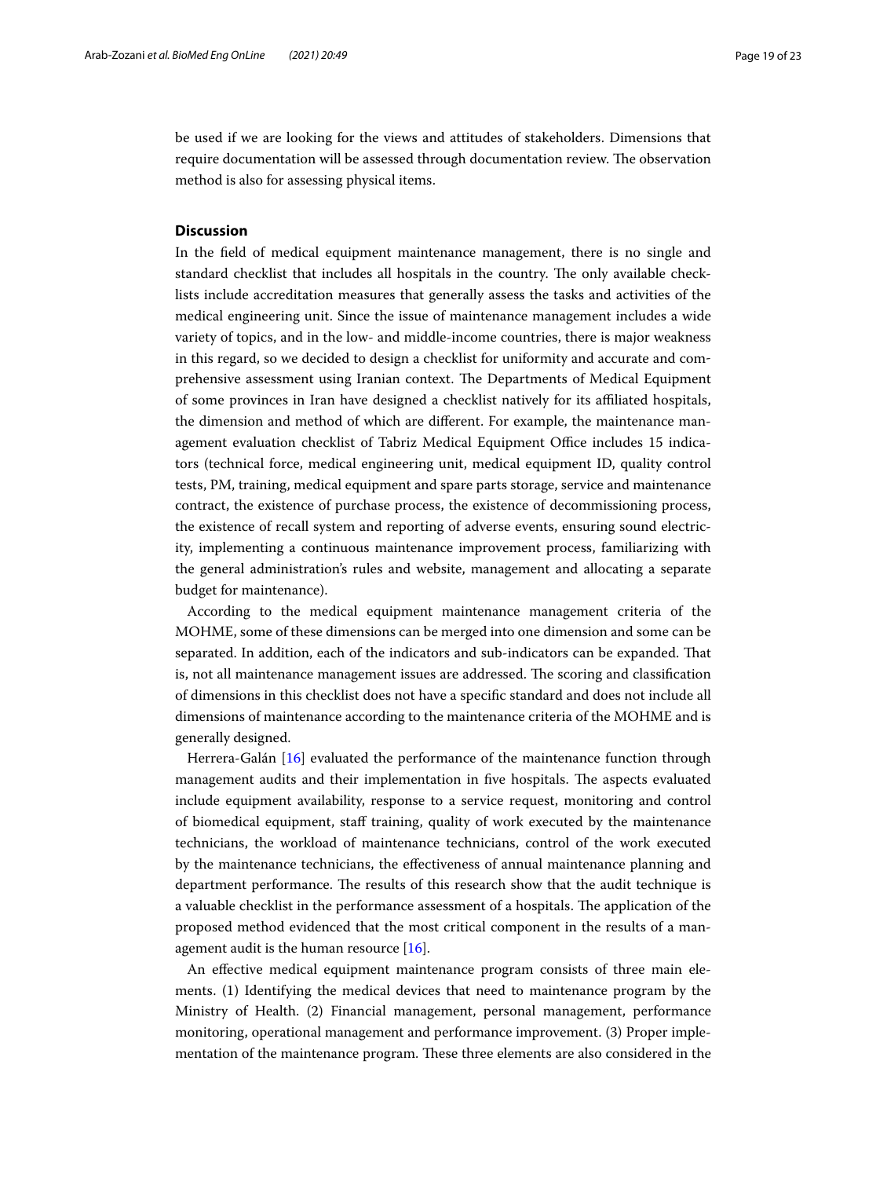be used if we are looking for the views and attitudes of stakeholders. Dimensions that require documentation will be assessed through documentation review. The observation method is also for assessing physical items.

## Discussion

In the field of medical equipment maintenance management, there is no single and standard checklist that includes all hospitals in the country. The only available checklists include accreditation measures that generally assess the tasks and activities of the medical engineering unit. Since the issue of maintenance management includes a wide variety of topics, and in the low- and middle-income countries, there is major weakness in this regard, so we decided to design a checklist for uniformity and accurate and comprehensive assessment using Iranian context. The Departments of Medical Equipment of some provinces in Iran have designed a checklist natively for its affiliated hospitals, the dimension and method of which are different. For example, the maintenance management evaluation checklist of Tabriz Medical Equipment Office includes 15 indicators (technical force, medical engineering unit, medical equipment ID, quality control tests, PM, training, medical equipment and spare parts storage, service and maintenance contract, the existence of purchase process, the existence of decommissioning process, the existence of recall system and reporting of adverse events, ensuring sound electricity, implementing a continuous maintenance improvement process, familiarizing with the general administration's rules and website, management and allocating a separate budget for maintenance).

According to the medical equipment maintenance management criteria of the MOHME, some of these dimensions can be merged into one dimension and some can be separated. In addition, each of the indicators and sub-indicators can be expanded. That is, not all maintenance management issues are addressed. The scoring and classification of dimensions in this checklist does not have a specific standard and does not include all dimensions of maintenance according to the maintenance criteria of the MOHME and is generally designed.

Herrera-Galán [16] evaluated the performance of the maintenance function through management audits and their implementation in five hospitals. The aspects evaluated include equipment availability, response to a service request, monitoring and control of biomedical equipment, staff training, quality of work executed by the maintenance technicians, the workload of maintenance technicians, control of the work executed by the maintenance technicians, the effectiveness of annual maintenance planning and department performance. The results of this research show that the audit technique is a valuable checklist in the performance assessment of a hospitals. The application of the proposed method evidenced that the most critical component in the results of a management audit is the human resource [16].

An effective medical equipment maintenance program consists of three main elements. (1) Identifying the medical devices that need to maintenance program by the Ministry of Health. (2) Financial management, personal management, performance monitoring, operational management and performance improvement. (3) Proper implementation of the maintenance program. These three elements are also considered in the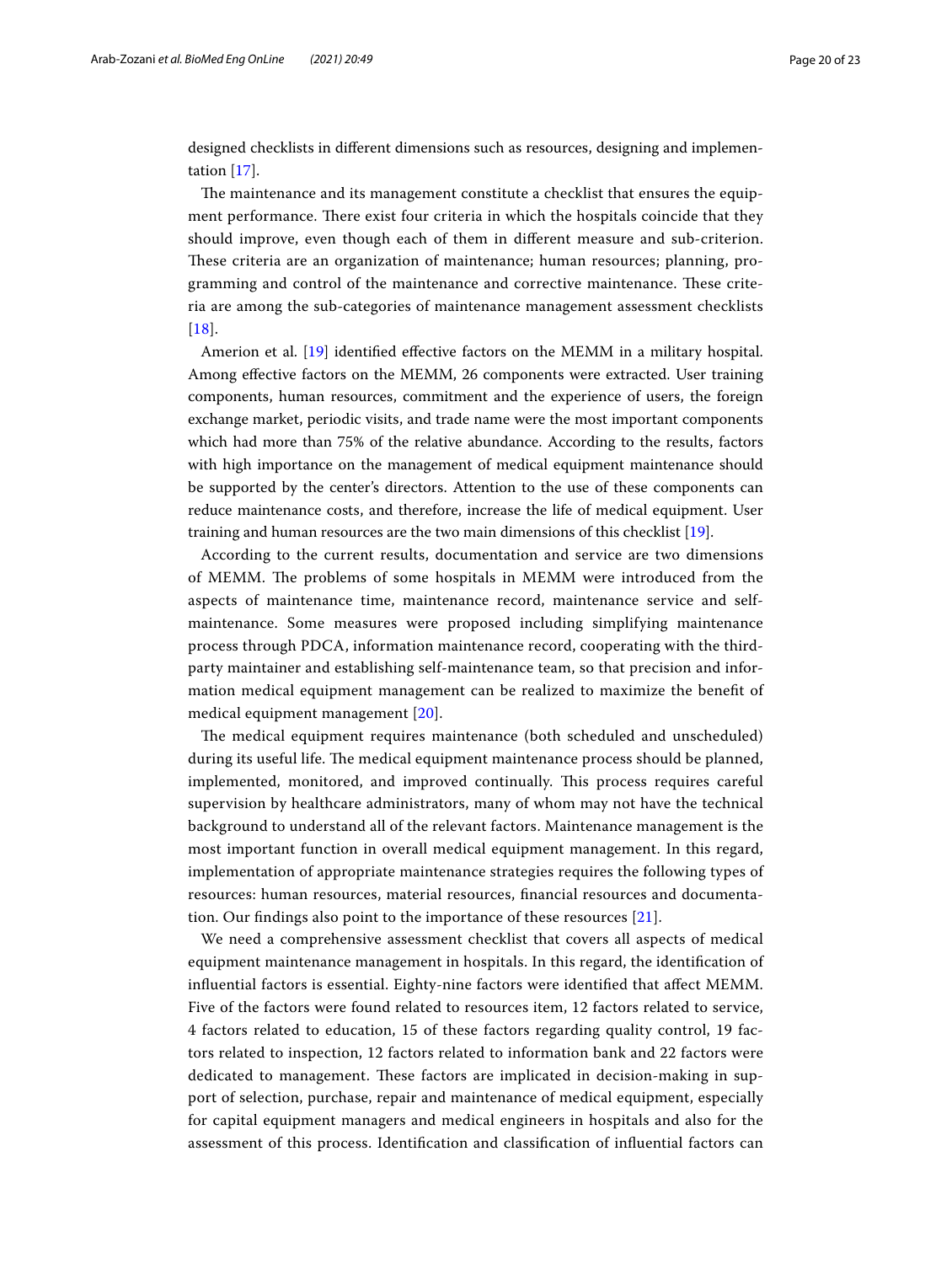designed checklists in different dimensions such as resources, designing and implementation [17].

The maintenance and its management constitute a checklist that ensures the equipment performance. There exist four criteria in which the hospitals coincide that they should improve, even though each of them in different measure and sub-criterion. These criteria are an organization of maintenance; human resources; planning, programming and control of the maintenance and corrective maintenance. These criteria are among the sub-categories of maintenance management assessment checklists [18].

Amerion et al. [19] identified effective factors on the MEMM in a military hospital. Among effective factors on the MEMM, 26 components were extracted. User training components, human resources, commitment and the experience of users, the foreign exchange market, periodic visits, and trade name were the most important components which had more than 75% of the relative abundance. According to the results, factors with high importance on the management of medical equipment maintenance should be supported by the center's directors. Attention to the use of these components can reduce maintenance costs, and therefore, increase the life of medical equipment. User training and human resources are the two main dimensions of this checklist [19].

According to the current results, documentation and service are two dimensions of MEMM. The problems of some hospitals in MEMM were introduced from the aspects of maintenance time, maintenance record, maintenance service and self-maintenance. Some measures were proposed including simplifying maintenance process through PDCA, information maintenance record, cooperating with the third-party maintainer and establishing self-maintenance team, so that precision and information medical equipment management can be realized to maximize the benefit of medical equipment management [20].

The medical equipment requires maintenance (both scheduled and unscheduled) during its useful life. The medical equipment maintenance process should be planned, implemented, monitored, and improved continually. This process requires careful supervision by healthcare administrators, many of whom may not have the technical background to understand all of the relevant factors. Maintenance management is the most important function in overall medical equipment management. In this regard, implementation of appropriate maintenance strategies requires the following types of resources: human resources, material resources, financial resources and documentation. Our findings also point to the importance of these resources [21].

We need a comprehensive assessment checklist that covers all aspects of medical equipment maintenance management in hospitals. In this regard, the identification of influential factors is essential. Eighty-nine factors were identified that affect MEMM. Five of the factors were found related to resources item, 12 factors related to service, 4 factors related to education, 15 of these factors regarding quality control, 19 factors related to inspection, 12 factors related to information bank and 22 factors were dedicated to management. These factors are implicated in decision-making in support of selection, purchase, repair and maintenance of medical equipment, especially for capital equipment managers and medical engineers in hospitals and also for the assessment of this process. Identification and classification of influential factors can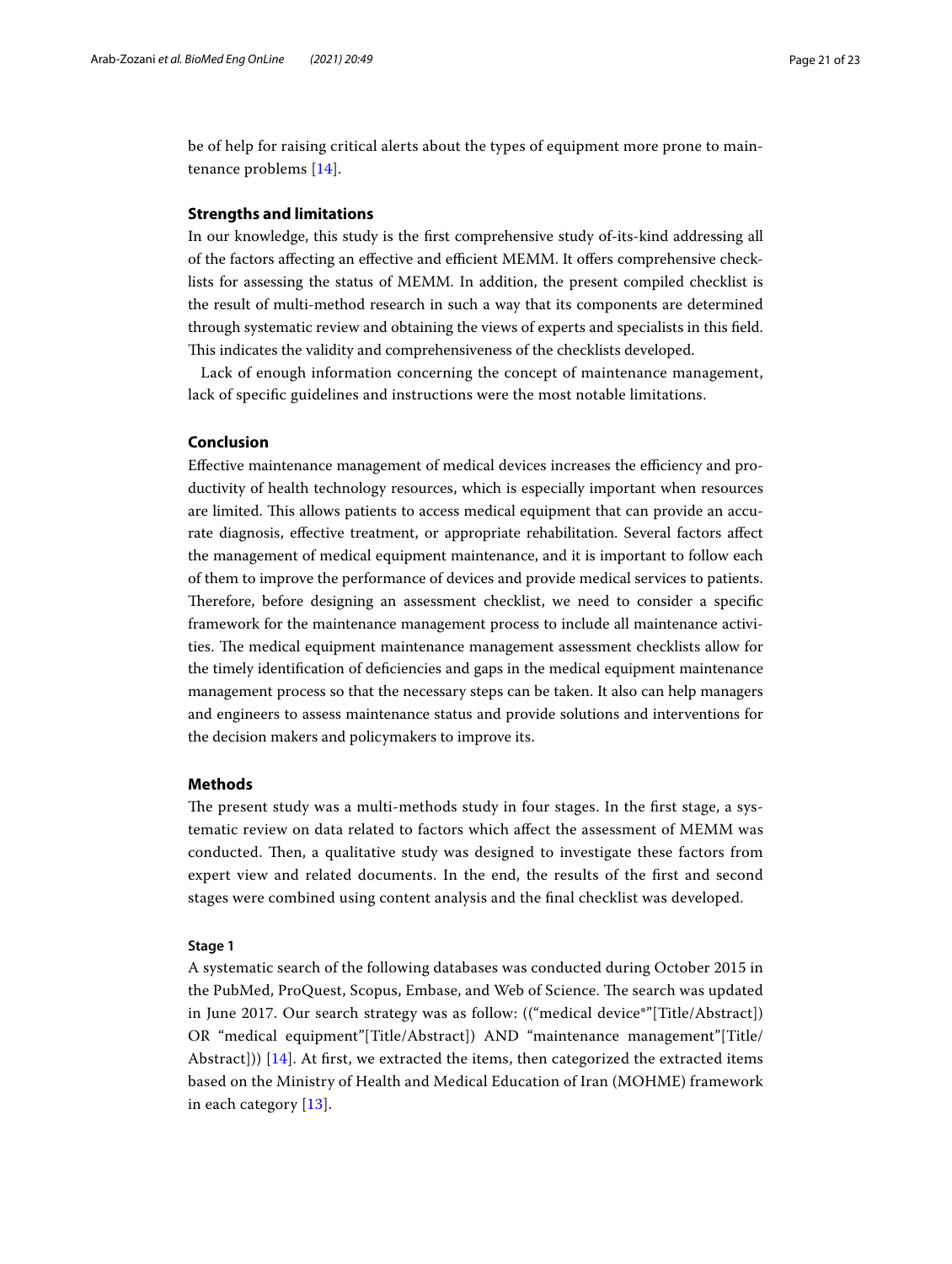be of help for raising critical alerts about the types of equipment more prone to maintenance problems [14].

## Strengths and limitations

In our knowledge, this study is the first comprehensive study of-its-kind addressing all of the factors affecting an effective and efficient MEMM. It offers comprehensive checklists for assessing the status of MEMM. In addition, the present compiled checklist is the result of multi-method research in such a way that its components are determined through systematic review and obtaining the views of experts and specialists in this field. This indicates the validity and comprehensiveness of the checklists developed.

Lack of enough information concerning the concept of maintenance management, lack of specific guidelines and instructions were the most notable limitations.

## Conclusion

Effective maintenance management of medical devices increases the efficiency and productivity of health technology resources, which is especially important when resources are limited. This allows patients to access medical equipment that can provide an accurate diagnosis, effective treatment, or appropriate rehabilitation. Several factors affect the management of medical equipment maintenance, and it is important to follow each of them to improve the performance of devices and provide medical services to patients. Therefore, before designing an assessment checklist, we need to consider a specific framework for the maintenance management process to include all maintenance activities. The medical equipment maintenance management assessment checklists allow for the timely identification of deficiencies and gaps in the medical equipment maintenance management process so that the necessary steps can be taken. It also can help managers and engineers to assess maintenance status and provide solutions and interventions for the decision makers and policymakers to improve its.

## Methods

The present study was a multi-methods study in four stages. In the first stage, a systematic review on data related to factors which affect the assessment of MEMM was conducted. Then, a qualitative study was designed to investigate these factors from expert view and related documents. In the end, the results of the first and second stages were combined using content analysis and the final checklist was developed.

### Stage 1

A systematic search of the following databases was conducted during October 2015 in the PubMed, ProQuest, Scopus, Embase, and Web of Science. The search was updated in June 2017. Our search strategy was as follow: ((“medical device*”[Title/Abstract]) OR “medical equipment”[Title/Abstract]) AND “maintenance management”[Title/Abstract])) [14]. At first, we extracted the items, then categorized the extracted items based on the Ministry of Health and Medical Education of Iran (MOHME) framework in each category [13].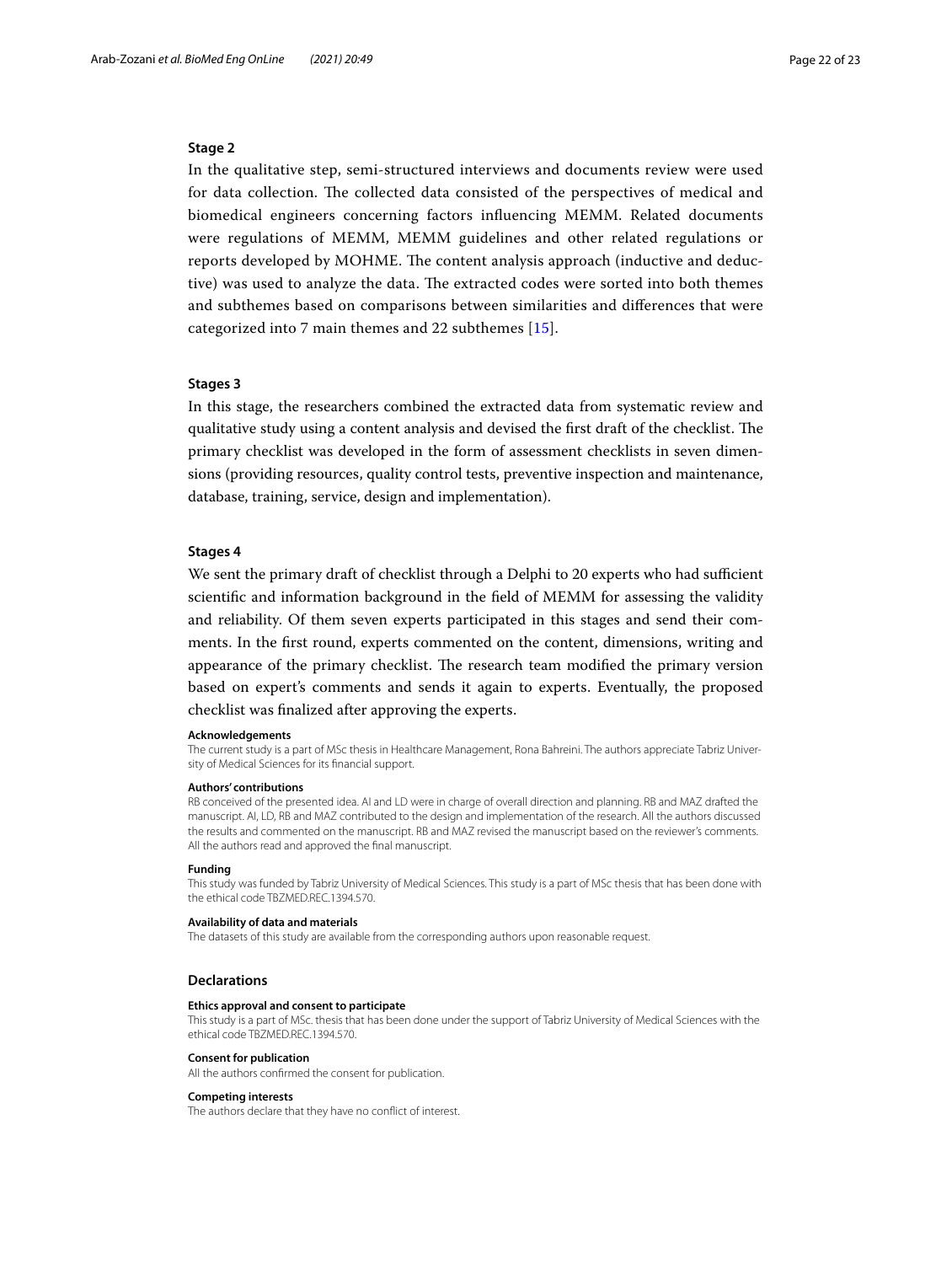#### Stage 2

In the qualitative step, semi-structured interviews and documents review were used for data collection. The collected data consisted of the perspectives of medical and biomedical engineers concerning factors influencing MEMM. Related documents were regulations of MEMM, MEMM guidelines and other related regulations or reports developed by MOHME. The content analysis approach (inductive and deductive) was used to analyze the data. The extracted codes were sorted into both themes and subthemes based on comparisons between similarities and differences that were categorized into 7 main themes and 22 subthemes [15].

#### Stages 3

In this stage, the researchers combined the extracted data from systematic review and qualitative study using a content analysis and devised the first draft of the checklist. The primary checklist was developed in the form of assessment checklists in seven dimensions (providing resources, quality control tests, preventive inspection and maintenance, database, training, service, design and implementation).

#### Stages 4

We sent the primary draft of checklist through a Delphi to 20 experts who had sufficient scientific and information background in the field of MEMM for assessing the validity and reliability. Of them seven experts participated in this stages and send their comments. In the first round, experts commented on the content, dimensions, writing and appearance of the primary checklist. The research team modified the primary version based on expert's comments and sends it again to experts. Eventually, the proposed checklist was finalized after approving the experts.

**Acknowledgements**

The current study is a part of MSc thesis in Healthcare Management, Rona Bahreini. The authors appreciate Tabriz University of Medical Sciences for its financial support.

**Authors' contributions**

RB conceived of the presented idea. AI and LD were in charge of overall direction and planning. RB and MAZ drafted the manuscript. AI, LD, RB and MAZ contributed to the design and implementation of the research. All the authors discussed the results and commented on the manuscript. RB and MAZ revised the manuscript based on the reviewer's comments. All the authors read and approved the final manuscript.

**Funding**

This study was funded by Tabriz University of Medical Sciences. This study is a part of MSc thesis that has been done with the ethical code TBZMED.REC.1394.570.

**Availability of data and materials**

The datasets of this study are available from the corresponding authors upon reasonable request.

## Declarations

**Ethics approval and consent to participate**

This study is a part of MSc. thesis that has been done under the support of Tabriz University of Medical Sciences with the ethical code TBZMED.REC.1394.570.

**Consent for publication**

All the authors confirmed the consent for publication.

**Competing interests**

The authors declare that they have no conflict of interest.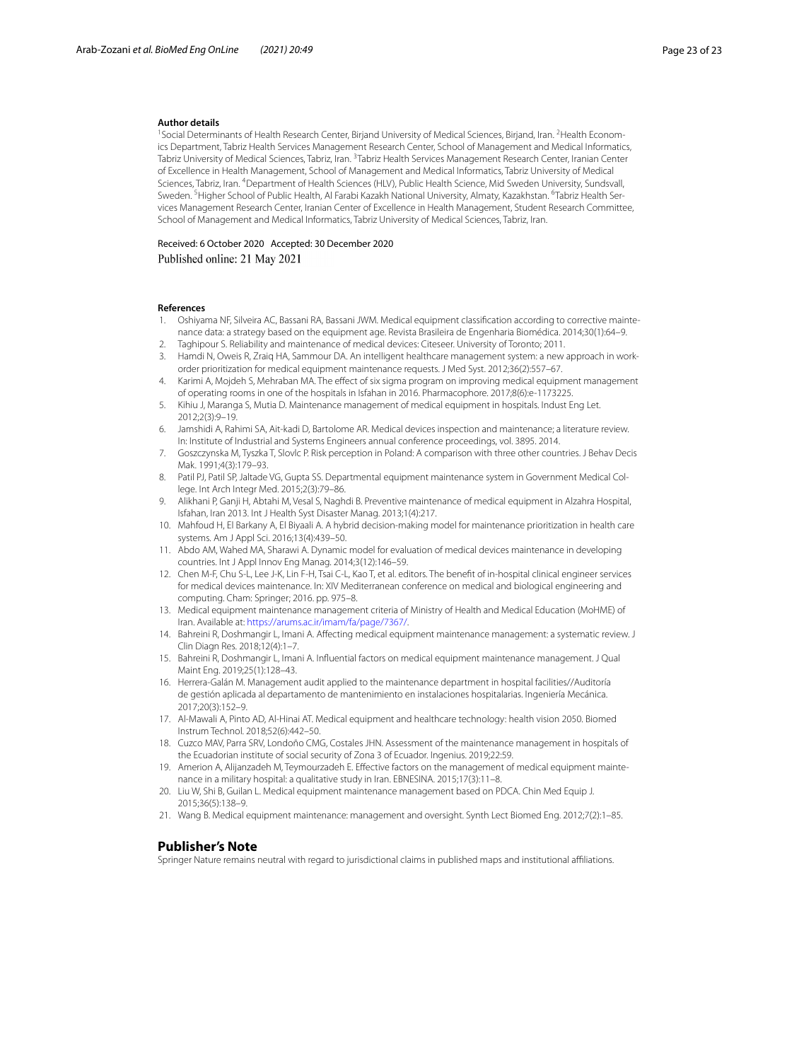#### Author details

[1]Social Determinants of Health Research Center, Birjand University of Medical Sciences, Birjand, Iran. [2]Health Economics Department, Tabriz Health Services Management Research Center, School of Management and Medical Informatics, Tabriz University of Medical Sciences, Tabriz, Iran. [3]Tabriz Health Services Management Research Center, Iranian Center of Excellence in Health Management, School of Management and Medical Informatics, Tabriz University of Medical Sciences, Tabriz, Iran. [4]Department of Health Sciences (HLV), Public Health Science, Mid Sweden University, Sundsvall, Sweden. [5]Higher School of Public Health, Al Farabi Kazakh National University, Almaty, Kazakhstan. [6]Tabriz Health Services Management Research Center, Iranian Center of Excellence in Health Management, Student Research Committee, School of Management and Medical Informatics, Tabriz University of Medical Sciences, Tabriz, Iran.

Received: 6 October 2020 Accepted: 30 December 2020
Published online: 21 May 2021

#### References

1. Oshiyama NF, Silveira AC, Bassani RA, Bassani JWM. Medical equipment classification according to corrective maintenance data: a strategy based on the equipment age. Revista Brasileira de Engenharia Biomédica. 2014;30(1):64–9.
2. Taghipour S. Reliability and maintenance of medical devices: Citeseer. University of Toronto; 2011.
3. Hamdi N, Oweis R, Zraiq HA, Sammour DA. An intelligent healthcare management system: a new approach in work-order prioritization for medical equipment maintenance requests. J Med Syst. 2012;36(2):557–67.
4. Karimi A, Mojdeh S, Mehraban MA. The effect of six sigma program on improving medical equipment management of operating rooms in one of the hospitals in Isfahan in 2016. Pharmacophore. 2017;8(6):e-1173225.
5. Kihiu J, Maranga S, Mutia D. Maintenance management of medical equipment in hospitals. Indust Eng Let. 2012;2(3):9–19.
6. Jamshidi A, Rahimi SA, Ait-kadi D, Bartolome AR. Medical devices inspection and maintenance; a literature review. In: Institute of Industrial and Systems Engineers annual conference proceedings, vol. 3895. 2014.
7. Goszczynska M, Tyszka T, Slovlc P. Risk perception in Poland: A comparison with three other countries. J Behav Decis Mak. 1991;4(3):179–93.
8. Patil PJ, Patil SP, Jaltade VG, Gupta SS. Departmental equipment maintenance system in Government Medical College. Int Arch Integr Med. 2015;2(3):79–86.
9. Alikhani P, Ganji H, Abtahi M, Vesal S, Naghdi B. Preventive maintenance of medical equipment in Alzahra Hospital, Isfahan, Iran 2013. Int J Health Syst Disaster Manag. 2013;1(4):217.
10. Mahfoud H, El Barkany A, El Biyaali A. A hybrid decision-making model for maintenance prioritization in health care systems. Am J Appl Sci. 2016;13(4):439–50.
11. Abdo AM, Wahed MA, Sharawi A. Dynamic model for evaluation of medical devices maintenance in developing countries. Int J Appl Innov Eng Manag. 2014;3(12):146–59.
12. Chen M-F, Chu S-L, Lee J-K, Lin F-H, Tsai C-L, Kao T, et al. editors. The benefit of in-hospital clinical engineer services for medical devices maintenance. In: XIV Mediterranean conference on medical and biological engineering and computing. Cham: Springer; 2016. pp. 975–8.
13. Medical equipment maintenance management criteria of Ministry of Health and Medical Education (MoHME) of Iran. Available at: https://arums.ac.ir/imam/fa/page/7367/.
14. Bahreini R, Doshmangir L, Imani A. Affecting medical equipment maintenance management: a systematic review. J Clin Diagn Res. 2018;12(4):1–7.
15. Bahreini R, Doshmangir L, Imani A. Influential factors on medical equipment maintenance management. J Qual Maint Eng. 2019;25(1):128–43.
16. Herrera-Galán M. Management audit applied to the maintenance department in hospital facilities//Auditoría de gestión aplicada al departamento de mantenimiento en instalaciones hospitalarias. Ingeniería Mecánica. 2017;20(3):152–9.
17. Al-Mawali A, Pinto AD, Al-Hinai AT. Medical equipment and healthcare technology: health vision 2050. Biomed Instrum Technol. 2018;52(6):442–50.
18. Cuzco MAV, Parra SRV, Londoño CMG, Costales JHN. Assessment of the maintenance management in hospitals of the Ecuadorian institute of social security of Zona 3 of Ecuador. Ingenius. 2019;22:59.
19. Amerion A, Alijanzadeh M, Teymourzadeh E. Effective factors on the management of medical equipment maintenance in a military hospital: a qualitative study in Iran. EBNESINA. 2015;17(3):11–8.
20. Liu W, Shi B, Guilan L. Medical equipment maintenance management based on PDCA. Chin Med Equip J. 2015;36(5):138–9.
21. Wang B. Medical equipment maintenance: management and oversight. Synth Lect Biomed Eng. 2012;7(2):1–85.

## Publisher's Note

Springer Nature remains neutral with regard to jurisdictional claims in published maps and institutional affiliations.